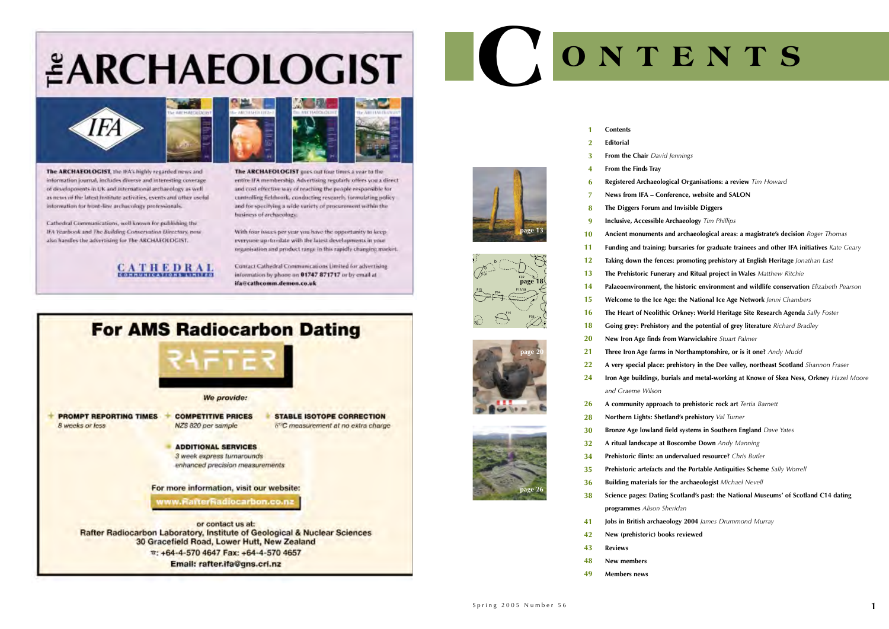# The ARCHAEOLOGIST

**The ARCHAEOLOGIST**, the IFA's highly regarded news and information journal, includes diverse and interesting coverage of developments in UK and international archaeology as well as news of the latest Institute activities, events and other useful information for front-line archaeology professionals.

Cathedral Communications, well known for publishing the *IFA Yearbook* and *The Building Conservation Directory*, now also handles the advertising for The ARCHAEOLOGIST.

**The ARCHAEOLOGIST** goes out four times a year to the entire IFA membership. Advertising regularly offers you a direct and cost effective way of reaching the people responsible for controlling fieldwork, conducting research, formulating policy and for specifying a wide variety of procurement within the business of archaeology.

With four issues per year you have the opportunity to keep everyone up-to-date with the latest developments in your organisation and product range in this rapidly changing market.

Contact Cathedral Communications Limited for advertising information by phone on **01747 871717** or by email at **ifa@cathcomm.demon.co.uk**

CATHEDRAL COMMUNICATIONS LIMITED

## For AMS Radiocarbon Dating

RAFTER

*We provide:*

- **PROMPT REPORTING TIMES** *8 weeks or less*
- **COMPETITIVE PRICES** *NZ$ 820 per sample*
- **STABLE ISOTOPE CORRECTION** *$\delta^{13}C$ measurement at no extra charge*
- **ADDITIONAL SERVICES** *3 week express turnarounds, enhanced precision measurements*

For more information, visit our website: **www.RafterRadiocarbon.co.nz**

or contact us at:
**Rafter Radiocarbon Laboratory, Institute of Geological & Nuclear Sciences**
**30 Gracefield Road, Lower Hutt, New Zealand**
**☎: +64-4-570 4647 Fax: +64-4-570 4657**
**Email: rafter.ifa@gns.cri.nz**

# CONTENTS

| | |
|---|---|
| 1 | **Contents** |
| 2 | **Editorial** |
| 3 | **From the Chair** *David Jennings* |
| 4 | **From the Finds Tray** |
| 6 | **Registered Archaeological Organisations: a review** *Tim Howard* |
| 7 | **News from IFA – Conference, website and SALON** |
| 8 | **The Diggers Forum and Invisible Diggers** |
| 9 | **Inclusive, Accessible Archaeology** *Tim Phillips* |
| 10 | **Ancient monuments and archaeological areas: a magistrate's decision** *Roger Thomas* |
| 11 | **Funding and training: bursaries for graduate trainees and other IFA initiatives** *Kate Geary* |
| 12 | **Taking down the fences: promoting prehistory at English Heritage** *Jonathan Last* |
| 13 | **The Prehistoric Funerary and Ritual project in Wales** *Matthew Ritchie* |
| 14 | **Palaeoenvironment, the historic environment and wildlife conservation** *Elizabeth Pearson* |
| 15 | **Welcome to the Ice Age: the National Ice Age Network** *Jenni Chambers* |
| 16 | **The Heart of Neolithic Orkney: World Heritage Site Research Agenda** *Sally Foster* |
| 18 | **Going grey: Prehistory and the potential of grey literature** *Richard Bradley* |
| 20 | **New Iron Age finds from Warwickshire** *Stuart Palmer* |
| 21 | **Three Iron Age farms in Northamptonshire, or is it one?** *Andy Mudd* |
| 22 | **A very special place: prehistory in the Dee valley, northeast Scotland** *Shannon Fraser* |
| 24 | **Iron Age buildings, burials and metal-working at Knowe of Skea Ness, Orkney** *Hazel Moore and Graeme Wilson* |
| 26 | **A community approach to prehistoric rock art** *Tertia Barnett* |
| 28 | **Northern Lights: Shetland's prehistory** *Val Turner* |
| 30 | **Bronze Age lowland field systems in Southern England** *Dave Yates* |
| 32 | **A ritual landscape at Boscombe Down** *Andy Manning* |
| 34 | **Prehistoric flints: an undervalued resource?** *Chris Butler* |
| 35 | **Prehistoric artefacts and the Portable Antiquities Scheme** *Sally Worrell* |
| 36 | **Building materials for the archaeologist** *Michael Nevell* |
| 38 | **Science pages: Dating Scotland's past: the National Museums' of Scotland C14 dating programmes** *Alison Sheridan* |
| 41 | **Jobs in British archaeology 2004** *James Drummond Murray* |
| 42 | **New (prehistoric) books reviewed** |
| 43 | **Reviews** |
| 48 | **New members** |
| 49 | **Members news** |

page 13

page 18

page 20

page 26

Spring 2005 Number 56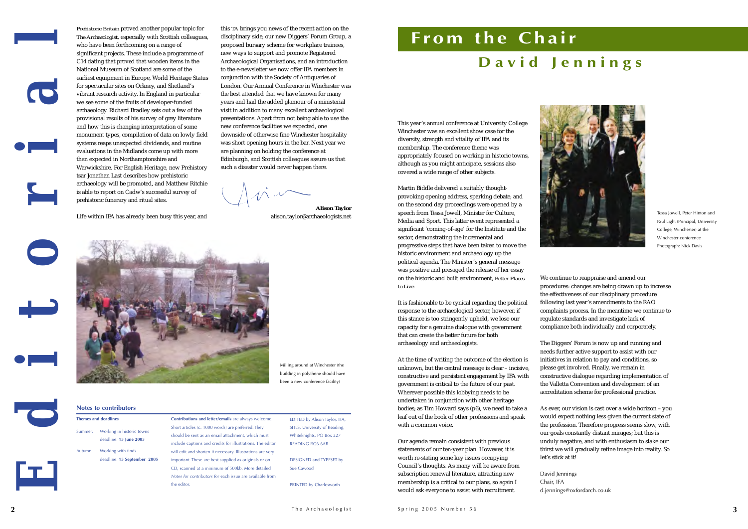# Editorial

*Prehistoric Britain* proved another popular topic for *The Archaeologist*, especially with Scottish colleagues, who have been forthcoming on a range of significant projects. These include a programme of C14 dating that proved that wooden items in the National Museum of Scotland are some of the earliest equipment in Europe, World Heritage Status for spectacular sites on Orkney, and Shetland's vibrant research activity. In England in particular we see some of the fruits of developer-funded archaeology. Richard Bradley sets out a few of the provisional results of his survey of grey literature and how this is changing interpretation of some monument types, compilation of data on lowly field systems reaps unexpected dividends, and routine evaluations in the Midlands come up with more than expected in Northamptonshire and Warwickshire. For English Heritage, new Prehistory tsar Jonathan Last describes how prehistoric archaeology will be promoted, and Matthew Ritchie is able to report on Cadw's successful survey of prehistoric funerary and ritual sites.

Life within IFA has already been busy this year, and this TA brings you news of the recent action on the disciplinary side, our new Diggers' Forum Group, a proposed bursary scheme for workplace trainees, new ways to support and promote Registered Archaeological Organisations, and an introduction to the e-newsletter we now offer IFA members in conjunction with the Society of Antiquaries of London. Our Annual Conference in Winchester was the best attended that we have known for many years and had the added glamour of a ministerial visit in addition to many excellent archaeological presentations. Apart from not being able to use the new conference facilities we expected, one downside of otherwise fine Winchester hospitality was short opening hours in the bar. Next year we are planning on holding the conference at Edinburgh, and Scottish colleagues assure us that such a disaster would never happen there.

**Alison Taylor**
alison.taylor@archaeologists.net

Milling around at Winchester (the building in polythene should have been a new conference facility)

### Notes to contributors

**Themes and deadlines**

Summer: Working in historic towns
deadline: **15 June 2005**

Autumn: Working with finds
deadline: **15 September 2005**

**Contributions and letter/emails** are always welcome. Short articles (c. 1000 words) are preferred. They should be sent as an email attachment, which must include captions and credits for illustrations. The editor will edit and shorten if necessary. Illustrations are very important. These are best supplied as originals or on CD, scanned at a minimum of 500kb. More detailed *Notes for contributors* for each issue are available from the editor.

EDITED by Alison Taylor, IFA, SHES, University of Reading, Whiteknights, PO Box 227 READING RG6 6AB

DESIGNED and TYPESET by Sue Cawood

PRINTED by Charlesworth

# From the Chair
## David Jennings

This year's annual conference at University College Winchester was an excellent show case for the diversity, strength and vitality of IFA and its membership. The conference theme was appropriately focused on working in historic towns, although as you might anticipate, sessions also covered a wide range of other subjects.

Martin Biddle delivered a suitably thought-provoking opening address, sparking debate, and on the second day proceedings were opened by a speech from Tessa Jowell, Minister for Culture, Media and Sport. This latter event represented a significant 'coming-of-age' for the Institute and the sector, demonstrating the incremental and progressive steps that have been taken to move the historic environment and archaeology up the political agenda. The Minister's general message was positive and presaged the release of her essay on the historic and built environment, *Better Places to Live.*

It is fashionable to be cynical regarding the political response to the archaeological sector, however, if this stance is too stringently upheld, we lose our capacity for a genuine dialogue with government that can create the better future for both archaeology and archaeologists.

At the time of writing the outcome of the election is unknown, but the central message is clear – incisive, constructive and persistent engagement by IFA with government is critical to the future of our past. Wherever possible this lobbying needs to be undertaken in conjunction with other heritage bodies; as Tim Howard says (p6), we need to take a leaf out of the book of other professions and speak with a common voice.

Our agenda remain consistent with previous statements of our ten-year plan. However, it is worth re-stating some key issues occupying Council's thoughts. As many will be aware from subscription renewal literature, attracting new membership is a critical to our plans, so again I would ask everyone to assist with recruitment.

Tessa Jowell, Peter Hinton and Paul Light (Principal, University College, Winchester) at the Winchester conference Photograph: Nick Davis

We continue to reappraise and amend our procedures: changes are being drawn up to increase the effectiveness of our disciplinary procedure following last year's amendments to the RAO complaints process. In the meantime we continue to regulate standards and investigate lack of compliance both individually and corporately.

The Diggers' Forum is now up and running and needs further active support to assist with our initiatives in relation to pay and conditions, so please get involved. Finally, we remain in constructive dialogue regarding implementation of the Valletta Convention and development of an accreditation scheme for professional practice.

As ever, our vision is cast over a wide horizon – you would expect nothing less given the current state of the profession. Therefore progress seems slow, with our goals constantly distant mirages; but this is unduly negative, and with enthusiasm to slake our thirst we will gradually refine image into reality. So let's stick at it!

David Jennings
Chair, IFA
d.jennings@oxfordarch.co.uk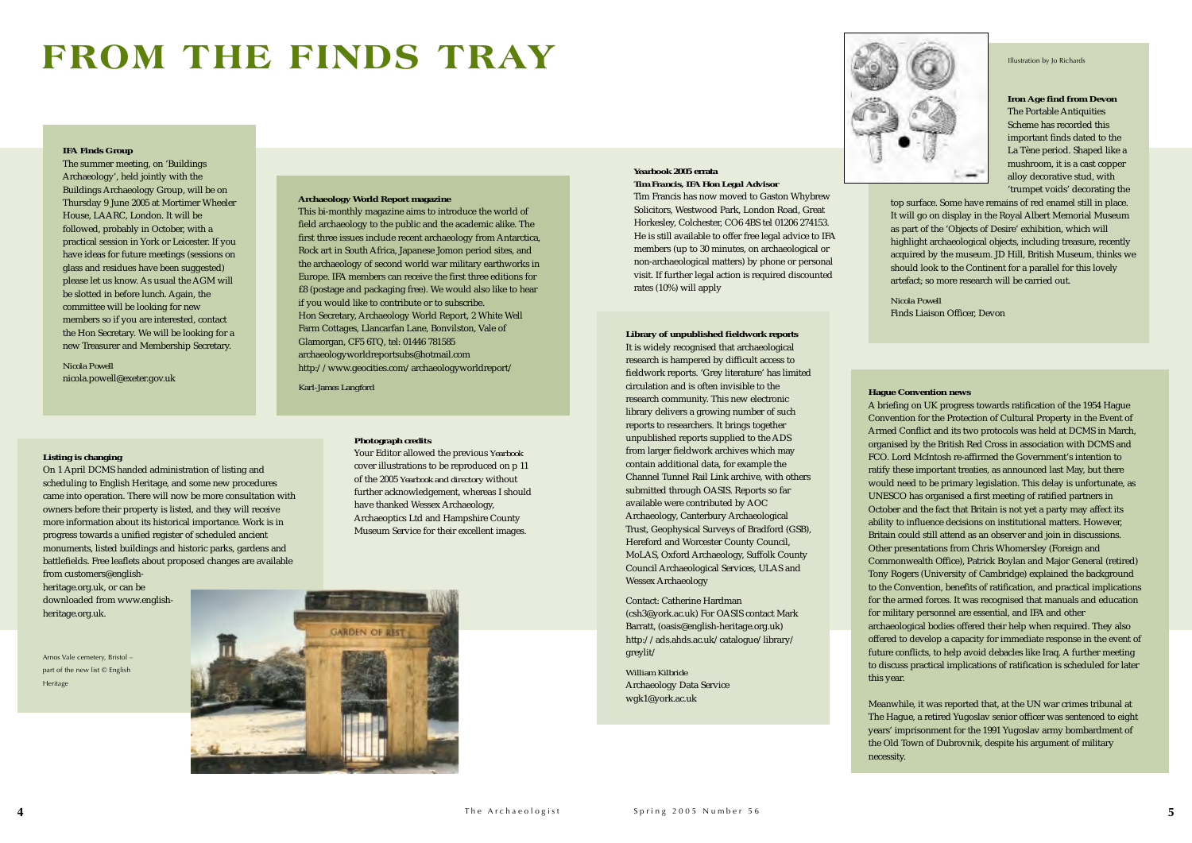# FROM THE FINDS TRAY

**IFA Finds Group**

The summer meeting, on 'Buildings Archaeology', held jointly with the Buildings Archaeology Group, will be on Thursday 9 June 2005 at Mortimer Wheeler House, LAARC, London. It will be followed, probably in October, with a practical session in York or Leicester. If you have ideas for future meetings (sessions on glass and residues have been suggested) please let us know. As usual the AGM will be slotted in before lunch. Again, the committee will be looking for new members so if you are interested, contact the Hon Secretary. We will be looking for a new Treasurer and Membership Secretary.

*Nicola Powell*
nicola.powell@exeter.gov.uk

**Archaeology World Report magazine**

This bi-monthly magazine aims to introduce the world of field archaeology to the public and the academic alike. The first three issues include recent archaeology from Antarctica, Rock art in South Africa, Japanese Jomon period sites, and the archaeology of second world war military earthworks in Europe. IFA members can receive the first three editions for £8 (postage and packaging free). We would also like to hear if you would like to contribute or to subscribe.
Hon Secretary, Archaeology World Report, 2 White Well Farm Cottages, Llancarfan Lane, Bonvilston, Vale of Glamorgan, CF5 6TQ, tel: 01446 781585
archaeologyworldreportsubs@hotmail.com
http://www.geocities.com/archaeologyworldreport/

*Karl-James Langford*

**Listing is changing**

On 1 April DCMS handed administration of listing and scheduling to English Heritage, and some new procedures came into operation. There will now be more consultation with owners before their property is listed, and they will receive more information about its historical importance. Work is in progress towards a unified register of scheduled ancient monuments, listed buildings and historic parks, gardens and battlefields. Free leaflets about proposed changes are available from customers@english-heritage.org.uk, or can be downloaded from www.english-heritage.org.uk.

Arnos Vale cemetery, Bristol – part of the new list © English Heritage

**Photograph credits**

Your Editor allowed the previous *Yearbook* cover illustrations to be reproduced on p 11 of the 2005 *Yearbook and directory* without further acknowledgement, whereas I should have thanked Wessex Archaeology, Archaeoptics Ltd and Hampshire County Museum Service for their excellent images.

**Yearbook 2005 errata**
**Tim Francis, IFA Hon Legal Advisor**

Tim Francis has now moved to Gaston Whybrew Solicitors, Westwood Park, London Road, Great Horkesley, Colchester, CO6 4BS tel 01206 274153. He is still available to offer free legal advice to IFA members (up to 30 minutes, on archaeological or non-archaeological matters) by phone or personal visit. If further legal action is required discounted rates (10%) will apply

**Library of unpublished fieldwork reports**

It is widely recognised that archaeological research is hampered by difficult access to fieldwork reports. 'Grey literature' has limited circulation and is often invisible to the research community. This new electronic library delivers a growing number of such reports to researchers. It brings together unpublished reports supplied to the ADS from larger fieldwork archives which may contain additional data, for example the Channel Tunnel Rail Link archive, with others submitted through OASIS. Reports so far available were contributed by AOC Archaeology, Canterbury Archaeological Trust, Geophysical Surveys of Bradford (GSB), Hereford and Worcester County Council, MoLAS, Oxford Archaeology, Suffolk County Council Archaeological Services, ULAS and Wessex Archaeology

Contact: Catherine Hardman (csh3@york.ac.uk) For OASIS contact Mark Barratt, (oasis@english-heritage.org.uk) http://ads.ahds.ac.uk/catalogue/library/greylit/

*William Kilbride*
Archaeology Data Service
wgk1@york.ac.uk

Illustration by Jo Richards

**Iron Age find from Devon**

The Portable Antiquities Scheme has recorded this important finds dated to the La Tène period. Shaped like a mushroom, it is a cast copper alloy decorative stud, with 'trumpet voids' decorating the top surface. Some have remains of red enamel still in place. It will go on display in the Royal Albert Memorial Museum as part of the 'Objects of Desire' exhibition, which will highlight archaeological objects, including treasure, recently acquired by the museum. JD Hill, British Museum, thinks we should look to the Continent for a parallel for this lovely artefact; so more research will be carried out.

*Nicola Powell*
Finds Liaison Officer, Devon

**Hague Convention news**

A briefing on UK progress towards ratification of the 1954 Hague Convention for the Protection of Cultural Property in the Event of Armed Conflict and its two protocols was held at DCMS in March, organised by the British Red Cross in association with DCMS and FCO. Lord McIntosh re-affirmed the Government's intention to ratify these important treaties, as announced last May, but there would need to be primary legislation. This delay is unfortunate, as UNESCO has organised a first meeting of ratified partners in October and the fact that Britain is not yet a party may affect its ability to influence decisions on institutional matters. However, Britain could still attend as an observer and join in discussions. Other presentations from Chris Whomersley (Foreign and Commonwealth Office), Patrick Boylan and Major General (retired) Tony Rogers (University of Cambridge) explained the background to the Convention, benefits of ratification, and practical implications for the armed forces. It was recognised that manuals and education for military personnel are essential, and IFA and other archaeological bodies offered their help when required. They also offered to develop a capacity for immediate response in the event of future conflicts, to help avoid debacles like Iraq. A further meeting to discuss practical implications of ratification is scheduled for later this year.

Meanwhile, it was reported that, at the UN war crimes tribunal at The Hague, a retired Yugoslav senior officer was sentenced to eight years' imprisonment for the 1991 Yugoslav army bombardment of the Old Town of Dubrovnik, despite his argument of military necessity.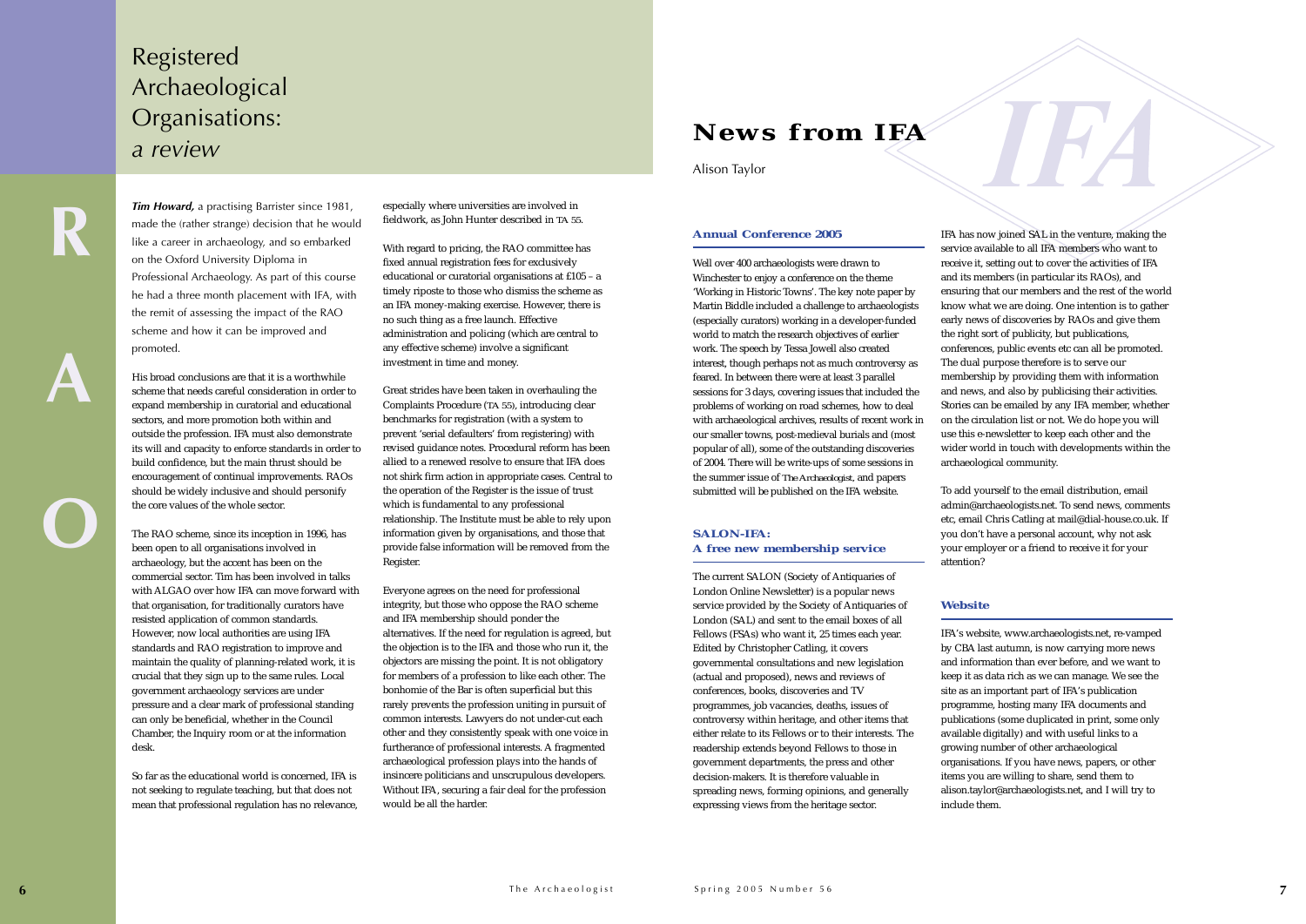# Registered Archaeological Organisations: *a review*

***Tim Howard,*** a practising Barrister since 1981, made the (rather strange) decision that he would like a career in archaeology, and so embarked on the Oxford University Diploma in Professional Archaeology. As part of this course he had a three month placement with IFA, with the remit of assessing the impact of the RAO scheme and how it can be improved and promoted.

His broad conclusions are that it is a worthwhile scheme that needs careful consideration in order to expand membership in curatorial and educational sectors, and more promotion both within and outside the profession. IFA must also demonstrate its will and capacity to enforce standards in order to build confidence, but the main thrust should be encouragement of continual improvements. RAOs should be widely inclusive and should personify the core values of the whole sector.

The RAO scheme, since its inception in 1996, has been open to all organisations involved in archaeology, but the accent has been on the commercial sector. Tim has been involved in talks with ALGAO over how IFA can move forward with that organisation, for traditionally curators have resisted application of common standards. However, now local authorities are using IFA standards and RAO registration to improve and maintain the quality of planning-related work, it is crucial that they sign up to the same rules. Local government archaeology services are under pressure and a clear mark of professional standing can only be beneficial, whether in the Council Chamber, the Inquiry room or at the information desk.

So far as the educational world is concerned, IFA is not seeking to regulate teaching, but that does not mean that professional regulation has no relevance, especially where universities are involved in fieldwork, as John Hunter described in TA 55.

With regard to pricing, the RAO committee has fixed annual registration fees for exclusively educational or curatorial organisations at £105 – a timely riposte to those who dismiss the scheme as an IFA money-making exercise. However, there is no such thing as a free launch. Effective administration and policing (which are central to any effective scheme) involve a significant investment in time and money.

Great strides have been taken in overhauling the Complaints Procedure (TA 55), introducing clear benchmarks for registration (with a system to prevent 'serial defaulters' from registering) with revised guidance notes. Procedural reform has been allied to a renewed resolve to ensure that IFA does not shirk firm action in appropriate cases. Central to the operation of the Register is the issue of trust which is fundamental to any professional relationship. The Institute must be able to rely upon information given by organisations, and those that provide false information will be removed from the Register.

Everyone agrees on the need for professional integrity, but those who oppose the RAO scheme and IFA membership should ponder the alternatives. If the need for regulation is agreed, but the objection is to the IFA and those who run it, the objectors are missing the point. It is not obligatory for members of a profession to like each other. The bonhomie of the Bar is often superficial but this rarely prevents the profession uniting in pursuit of common interests. Lawyers do not under-cut each other and they consistently speak with one voice in furtherance of professional interests. A fragmented archaeological profession plays into the hands of insincere politicians and unscrupulous developers. Without IFA, securing a fair deal for the profession would be all the harder.

# News from IFA

Alison Taylor

## Annual Conference 2005

Well over 400 archaeologists were drawn to Winchester to enjoy a conference on the theme 'Working in Historic Towns'. The key note paper by Martin Biddle included a challenge to archaeologists (especially curators) working in a developer-funded world to match the research objectives of earlier work. The speech by Tessa Jowell also created interest, though perhaps not as much controversy as feared. In between there were at least 3 parallel sessions for 3 days, covering issues that included the problems of working on road schemes, how to deal with archaeological archives, results of recent work in our smaller towns, post-medieval burials and (most popular of all), some of the outstanding discoveries of 2004. There will be write-ups of some sessions in the summer issue of *The Archaeologist*, and papers submitted will be published on the IFA website.

## SALON-IFA: A free new membership service

The current SALON (Society of Antiquaries of London Online Newsletter) is a popular news service provided by the Society of Antiquaries of London (SAL) and sent to the email boxes of all Fellows (FSAs) who want it, 25 times each year. Edited by Christopher Catling, it covers governmental consultations and new legislation (actual and proposed), news and reviews of conferences, books, discoveries and TV programmes, job vacancies, deaths, issues of controversy within heritage, and other items that either relate to its Fellows or to their interests. The readership extends beyond Fellows to those in government departments, the press and other decision-makers. It is therefore valuable in spreading news, forming opinions, and generally expressing views from the heritage sector.

IFA has now joined SAL in the venture, making the service available to all IFA members who want to receive it, setting out to cover the activities of IFA and its members (in particular its RAOs), and ensuring that our members and the rest of the world know what we are doing. One intention is to gather early news of discoveries by RAOs and give them the right sort of publicity, but publications, conferences, public events etc can all be promoted. The dual purpose therefore is to serve our membership by providing them with information and news, and also by publicising their activities. Stories can be emailed by any IFA member, whether on the circulation list or not. We do hope you will use this e-newsletter to keep each other and the wider world in touch with developments within the archaeological community.

To add yourself to the email distribution, email admin@archaeologists.net. To send news, comments etc, email Chris Catling at mail@dial-house.co.uk. If you don't have a personal account, why not ask your employer or a friend to receive it for your attention?

## Website

IFA's website, www.archaeologists.net, re-vamped by CBA last autumn, is now carrying more news and information than ever before, and we want to keep it as data rich as we can manage. We see the site as an important part of IFA's publication programme, hosting many IFA documents and publications (some duplicated in print, some only available digitally) and with useful links to a growing number of other archaeological organisations. If you have news, papers, or other items you are willing to share, send them to alison.taylor@archaeologists.net, and I will try to include them.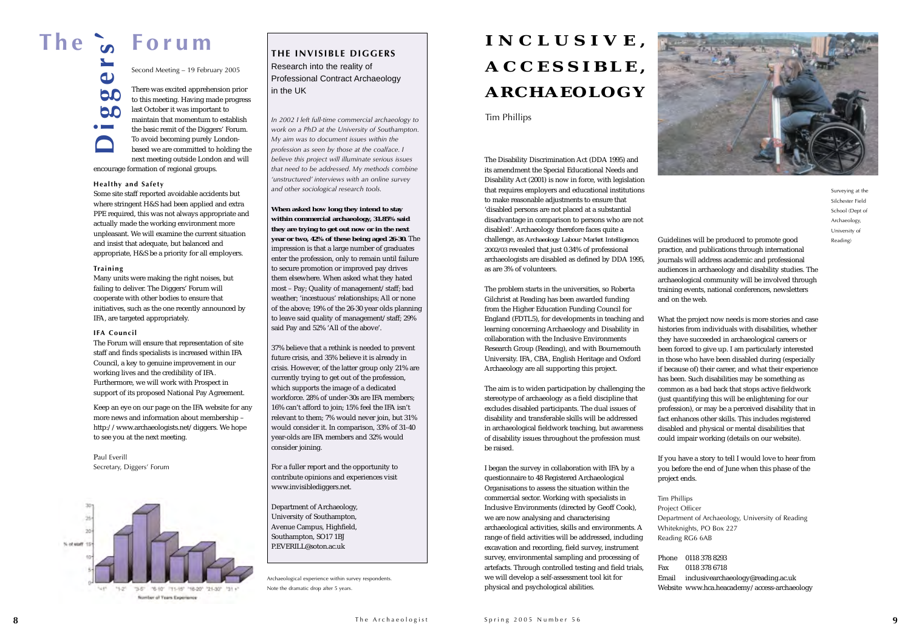# The Diggers' Forum

Second Meeting – 19 February 2005

There was excited apprehension prior to this meeting. Having made progress last October it was important to maintain that momentum to establish the basic remit of the Diggers' Forum. To avoid becoming purely London-based we are committed to holding the next meeting outside London and will encourage formation of regional groups.

### Healthy and Safety

Some site staff reported avoidable accidents but where stringent H&S had been applied and extra PPE required, this was not always appropriate and actually made the working environment more unpleasant. We will examine the current situation and insist that adequate, but balanced and appropriate, H&S be a priority for all employers.

### Training

Many units were making the right noises, but failing to deliver. The Diggers' Forum will cooperate with other bodies to ensure that initiatives, such as the one recently announced by IFA, are targeted appropriately.

### IFA Council

The Forum will ensure that representation of site staff and finds specialists is increased within IFA Council, a key to genuine improvement in our working lives and the credibility of IFA. Furthermore, we will work with Prospect in support of its proposed National Pay Agreement.

Keep an eye on our page on the IFA website for any more news and information about membership – http://www.archaeologists.net/diggers. We hope to see you at the next meeting.

Paul Everill
Secretary, Diggers' Forum

## THE INVISIBLE DIGGERS

Research into the reality of Professional Contract Archaeology in the UK

*In 2002 I left full-time commercial archaeology to work on a PhD at the University of Southampton. My aim was to document issues within the profession as seen by those at the coalface. I believe this project will illuminate serious issues that need to be addressed. My methods combine 'unstructured' interviews with an online survey and other sociological research tools.*

**When asked how long they intend to stay within commercial archaeology, 31.85% said they are trying to get out now or in the next year or two, 42% of these being aged 26-30.** The impression is that a large number of graduates enter the profession, only to remain until failure to secure promotion or improved pay drives them elsewhere. When asked what they hated most – Pay; Quality of management/staff; bad weather; 'incestuous' relationships; All or none of the above; 19% of the 26-30 year olds planning to leave said quality of management/staff; 29% said Pay and 52% 'All of the above'.

37% believe that a rethink is needed to prevent future crisis, and 35% believe it is already in crisis. However, of the latter group only 21% are currently trying to get out of the profession, which supports the image of a dedicated workforce. 28% of under-30s are IFA members; 16% can't afford to join; 15% feel the IFA isn't relevant to them; 7% would never join, but 31% would consider it. In comparison, 33% of 31-40 year-olds are IFA members and 32% would consider joining.

For a fuller report and the opportunity to contribute opinions and experiences visit www.invisiblediggers.net.

Department of Archaeology,
University of Southampton,
Avenue Campus, Highfield,
Southampton, SO17 1BJ
P.EVERILL@soton.ac.uk

Archaeological experience within survey respondents. Note the dramatic drop after 5 years.

# INCLUSIVE, ACCESSIBLE, ARCHAEOLOGY

Tim Phillips

The Disability Discrimination Act (DDA 1995) and its amendment the Special Educational Needs and Disability Act (2001) is now in force, with legislation that requires employers and educational institutions to make reasonable adjustments to ensure that 'disabled persons are not placed at a substantial disadvantage in comparison to persons who are not disabled'. Archaeology therefore faces quite a challenge, as *Archaeology Labour Market Intelligence, 2002/03* revealed that just 0.34% of professional archaeologists are disabled as defined by DDA 1995, as are 3% of volunteers.

The problem starts in the universities, so Roberta Gilchrist at Reading has been awarded funding from the Higher Education Funding Council for England (FDTL5), for developments in teaching and learning concerning Archaeology and Disability in collaboration with the Inclusive Environments Research Group (Reading), and with Bournemouth University. IFA, CBA, English Heritage and Oxford Archaeology are all supporting this project.

The aim is to widen participation by challenging the stereotype of archaeology as a field discipline that excludes disabled participants. The dual issues of disability and transferable skills will be addressed in archaeological fieldwork teaching, but awareness of disability issues throughout the profession must be raised.

I began the survey in collaboration with IFA by a questionnaire to 48 Registered Archaeological Organisations to assess the situation within the commercial sector. Working with specialists in Inclusive Environments (directed by Geoff Cook), we are now analysing and characterising archaeological activities, skills and environments. A range of field activities will be addressed, including excavation and recording, field survey, instrument survey, environmental sampling and processing of artefacts. Through controlled testing and field trials, we will develop a self-assessment tool kit for physical and psychological abilities.

Surveying at the Silchester Field School (Dept of Archaeology, University of Reading)

Guidelines will be produced to promote good practice, and publications through international journals will address academic and professional audiences in archaeology and disability studies. The archaeological community will be involved through training events, national conferences, newsletters and on the web.

What the project now needs is more stories and case histories from individuals with disabilities, whether they have succeeded in archaeological careers or been forced to give up. I am particularly interested in those who have been disabled during (especially if because of) their career, and what their experience has been. Such disabilities may be something as common as a bad back that stops active fieldwork (just quantifying this will be enlightening for our profession), or may be a perceived disability that in fact enhances other skills. This includes registered disabled and physical or mental disabilities that could impair working (details on our website).

If you have a story to tell I would love to hear from you before the end of June when this phase of the project ends.

Tim Phillips
Project Officer
Department of Archaeology, University of Reading
Whiteknights, PO Box 227
Reading RG6 6AB

Phone 0118 378 8293
Fax 0118 378 6718
Email inclusivearchaeology@reading.ac.uk
Website www.hca.heacademy/access-archaeology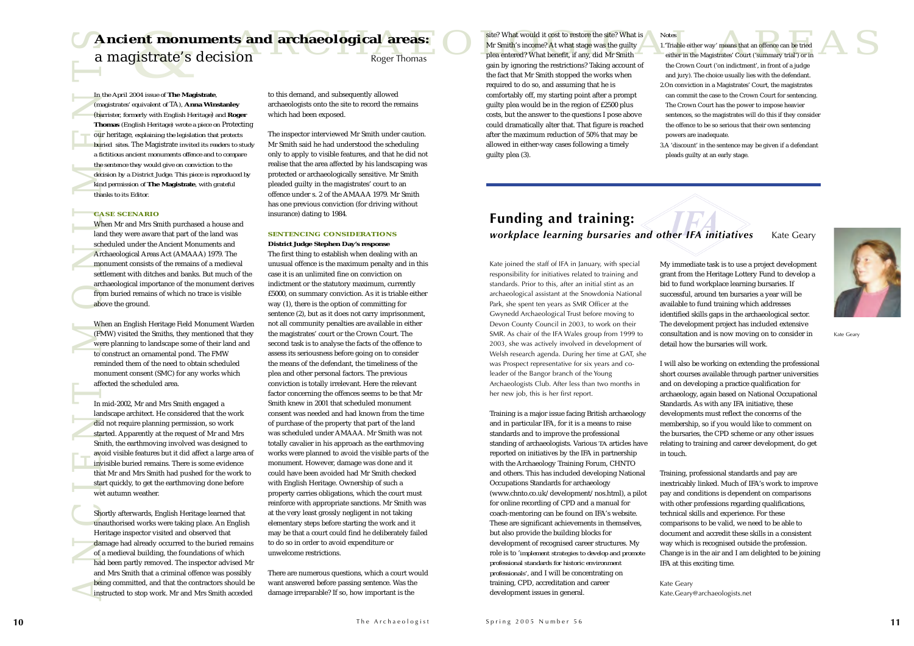# Ancient monuments and archaeological areas: a magistrate's decision

Roger Thomas

*In the April 2004 issue of* **The Magistrate**, *(magistrates' equivalent of TA),* **Anna Winstanley** *(barrister, formerly with English Heritage) and* **Roger Thomas** *(English Heritage) wrote a piece on Protecting our heritage, explaining the legislation that protects buried sites. The Magistrate invited its readers to study a fictitious ancient monuments offence and to compare the sentence they would give on conviction to the decision by a District Judge. This piece is reproduced by kind permission of* **The Magistrate**, *with grateful thanks to its Editor.*

### CASE SCENARIO

When Mr and Mrs Smith purchased a house and land they were aware that part of the land was scheduled under the Ancient Monuments and Archaeological Areas Act (AMAAA) 1979. The monument consists of the remains of a medieval settlement with ditches and banks. But much of the archaeological importance of the monument derives from buried remains of which no trace is visible above the ground.

When an English Heritage Field Monument Warden (FMW) visited the Smiths, they mentioned that they were planning to landscape some of their land and to construct an ornamental pond. The FMW reminded them of the need to obtain scheduled monument consent (SMC) for any works which affected the scheduled area.

In mid-2002, Mr and Mrs Smith engaged a landscape architect. He considered that the work did not require planning permission, so work started. Apparently at the request of Mr and Mrs Smith, the earthmoving involved was designed to avoid visible features but it did affect a large area of invisible buried remains. There is some evidence that Mr and Mrs Smith had pushed for the work to start quickly, to get the earthmoving done before wet autumn weather.

Shortly afterwards, English Heritage learned that unauthorised works were taking place. An English Heritage inspector visited and observed that damage had already occurred to the buried remains of a medieval building, the foundations of which had been partly removed. The inspector advised Mr and Mrs Smith that a criminal offence was possibly being committed, and that the contractors should be instructed to stop work. Mr and Mrs Smith acceded to this demand, and subsequently allowed archaeologists onto the site to record the remains which had been exposed.

The inspector interviewed Mr Smith under caution. Mr Smith said he had understood the scheduling only to apply to visible features, and that he did not realise that the area affected by his landscaping was protected or archaeologically sensitive. Mr Smith pleaded guilty in the magistrates' court to an offence under s. 2 of the AMAAA 1979. Mr Smith has one previous conviction (for driving without insurance) dating to 1984.

### SENTENCING CONSIDERATIONS

**District Judge Stephen Day's response**

The first thing to establish when dealing with an unusual offence is the maximum penalty and in this case it is an unlimited fine on conviction on indictment or the statutory maximum, currently £5000, on summary conviction. As it is triable either way (1), there is the option of committing for sentence (2), but as it does not carry imprisonment, not all community penalties are available in either the magistrates' court or the Crown Court. The second task is to analyse the facts of the offence to assess its seriousness before going on to consider the means of the defendant, the timeliness of the plea and other personal factors. The previous conviction is totally irrelevant. Here the relevant factor concerning the offences seems to be that Mr Smith knew in 2001 that scheduled monument consent was needed and had known from the time of purchase of the property that part of the land was scheduled under AMAAA. Mr Smith was not totally cavalier in his approach as the earthmoving works were planned to avoid the visible parts of the monument. However, damage was done and it could have been avoided had Mr Smith checked with English Heritage. Ownership of such a property carries obligations, which the court must reinforce with appropriate sanctions. Mr Smith was at the very least grossly negligent in not taking elementary steps before starting the work and it may be that a court could find he deliberately failed to do so in order to avoid expenditure or unwelcome restrictions.

There are numerous questions, which a court would want answered before passing sentence. Was the damage irreparable? If so, how important is the site? What would it cost to restore the site? What is Mr Smith's income? At what stage was the guilty plea entered? What benefit, if any, did Mr Smith gain by ignoring the restrictions? Taking account of the fact that Mr Smith stopped the works when required to do so, and assuming that he is comfortably off, my starting point after a prompt guilty plea would be in the region of £2500 plus costs, but the answer to the questions I pose above could dramatically alter that. That figure is reached after the maximum reduction of 50% that may be allowed in either-way cases following a timely guilty plea (3).

*Notes*

1. 'Triable either way' means that an offence can be tried either in the Magistrates' Court ('summary trial') or in the Crown Court ('on indictment', in front of a judge and jury). The choice usually lies with the defendant.
2. On conviction in a Magistrates' Court, the magistrates can commit the case to the Crown Court for sentencing. The Crown Court has the power to impose heavier sentences, so the magistrates will do this if they consider the offence to be so serious that their own sentencing powers are inadequate.
3. A 'discount' in the sentence may be given if a defendant pleads guilty at an early stage.

# Funding and training: *workplace learning bursaries and other IFA initiatives*

Kate Geary

Kate Geary

Kate joined the staff of IFA in January, with special responsibility for initiatives related to training and standards. Prior to this, after an initial stint as an archaeological assistant at the Snowdonia National Park, she spent ten years as SMR Officer at the Gwynedd Archaeological Trust before moving to Devon County Council in 2003, to work on their SMR. As chair of the IFA Wales group from 1999 to 2003, she was actively involved in development of Welsh research agenda. During her time at GAT, she was Prospect representative for six years and co-leader of the Bangor branch of the Young Archaeologists Club. After less than two months in her new job, this is her first report.

Training is a major issue facing British archaeology and in particular IFA, for it is a means to raise standards and to improve the professional standing of archaeologists. Various TA articles have reported on initiatives by the IFA in partnership with the Archaeology Training Forum, CHNTO and others. This has included developing National Occupations Standards for archaeology (www.chnto.co.uk/development/nos.html), a pilot for online recording of CPD and a manual for coach-mentoring can be found on IFA's website. These are significant achievements in themselves, but also provide the building blocks for development of recognised career structures. My role is to 'implement strategies to develop and promote professional standards for historic environment professionals', and I will be concentrating on training, CPD, accreditation and career development issues in general.

My immediate task is to use a project development grant from the Heritage Lottery Fund to develop a bid to fund workplace learning bursaries. If successful, around ten bursaries a year will be available to fund training which addresses identified skills gaps in the archaeological sector. The development project has included extensive consultation and is now moving on to consider in detail how the bursaries will work.

I will also be working on extending the professional short courses available through partner universities and on developing a practice qualification for archaeology, again based on National Occupational Standards. As with any IFA initiative, these developments must reflect the concerns of the membership, so if you would like to comment on the bursaries, the CPD scheme or any other issues relating to training and career development, do get in touch.

Training, professional standards and pay are inextricably linked. Much of IFA's work to improve pay and conditions is dependent on comparisons with other professions regarding qualifications, technical skills and experience. For these comparisons to be valid, we need to be able to document and accredit these skills in a consistent way which is recognised outside the profession. Change is in the air and I am delighted to be joining IFA at this exciting time.

Kate Geary
Kate.Geary@archaeologists.net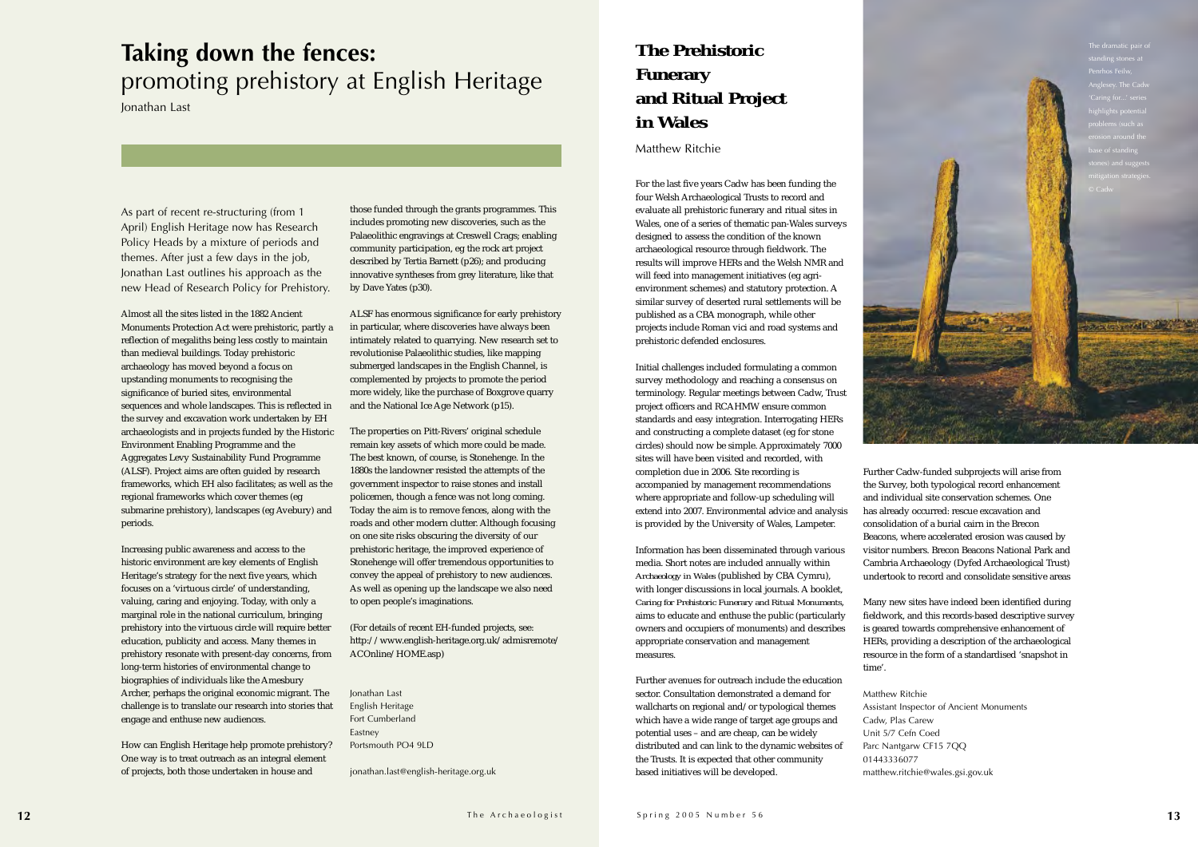# Taking down the fences: promoting prehistory at English Heritage

Jonathan Last

As part of recent re-structuring (from 1 April) English Heritage now has Research Policy Heads by a mixture of periods and themes. After just a few days in the job, Jonathan Last outlines his approach as the new Head of Research Policy for Prehistory.

Almost all the sites listed in the 1882 Ancient Monuments Protection Act were prehistoric, partly a reflection of megaliths being less costly to maintain than medieval buildings. Today prehistoric archaeology has moved beyond a focus on upstanding monuments to recognising the significance of buried sites, environmental sequences and whole landscapes. This is reflected in the survey and excavation work undertaken by EH archaeologists and in projects funded by the Historic Environment Enabling Programme and the Aggregates Levy Sustainability Fund Programme (ALSF). Project aims are often guided by research frameworks, which EH also facilitates; as well as the regional frameworks which cover themes (eg submarine prehistory), landscapes (eg Avebury) and periods.

Increasing public awareness and access to the historic environment are key elements of English Heritage's strategy for the next five years, which focuses on a 'virtuous circle' of understanding, valuing, caring and enjoying. Today, with only a marginal role in the national curriculum, bringing prehistory into the virtuous circle will require better education, publicity and access. Many themes in prehistory resonate with present-day concerns, from long-term histories of environmental change to biographies of individuals like the Amesbury Archer, perhaps the original economic migrant. The challenge is to translate our research into stories that engage and enthuse new audiences.

How can English Heritage help promote prehistory? One way is to treat outreach as an integral element of projects, both those undertaken in house and those funded through the grants programmes. This includes promoting new discoveries, such as the Palaeolithic engravings at Creswell Crags; enabling community participation, eg the rock art project described by Tertia Barnett (p26); and producing innovative syntheses from grey literature, like that by Dave Yates (p30).

ALSF has enormous significance for early prehistory in particular, where discoveries have always been intimately related to quarrying. New research set to revolutionise Palaeolithic studies, like mapping submerged landscapes in the English Channel, is complemented by projects to promote the period more widely, like the purchase of Boxgrove quarry and the National Ice Age Network (p15).

The properties on Pitt-Rivers' original schedule remain key assets of which more could be made. The best known, of course, is Stonehenge. In the 1880s the landowner resisted the attempts of the government inspector to raise stones and install policemen, though a fence was not long coming. Today the aim is to remove fences, along with the roads and other modern clutter. Although focusing on one site risks obscuring the diversity of our prehistoric heritage, the improved experience of Stonehenge will offer tremendous opportunities to convey the appeal of prehistory to new audiences. As well as opening up the landscape we also need to open people's imaginations.

(For details of recent EH-funded projects, see: http://www.english-heritage.org.uk/admisremote/ACOnline/HOME.asp)

Jonathan Last
English Heritage
Fort Cumberland
Eastney
Portsmouth PO4 9LD

jonathan.last@english-heritage.org.uk

# The Prehistoric Funerary and Ritual Project in Wales

Matthew Ritchie

For the last five years Cadw has been funding the four Welsh Archaeological Trusts to record and evaluate all prehistoric funerary and ritual sites in Wales, one of a series of thematic pan-Wales surveys designed to assess the condition of the known archaeological resource through fieldwork. The results will improve HERs and the Welsh NMR and will feed into management initiatives (eg agri-environment schemes) and statutory protection. A similar survey of deserted rural settlements will be published as a CBA monograph, while other projects include Roman vici and road systems and prehistoric defended enclosures.

Initial challenges included formulating a common survey methodology and reaching a consensus on terminology. Regular meetings between Cadw, Trust project officers and RCAHMW ensure common standards and easy integration. Interrogating HERs and constructing a complete dataset (eg for stone circles) should now be simple. Approximately 7000 sites will have been visited and recorded, with completion due in 2006. Site recording is accompanied by management recommendations where appropriate and follow-up scheduling will extend into 2007. Environmental advice and analysis is provided by the University of Wales, Lampeter.

Information has been disseminated through various media. Short notes are included annually within *Archaeology in Wales* (published by CBA Cymru), with longer discussions in local journals. A booklet, *Caring for Prehistoric Funerary and Ritual Monuments*, aims to educate and enthuse the public (particularly owners and occupiers of monuments) and describes appropriate conservation and management measures.

Further avenues for outreach include the education sector. Consultation demonstrated a demand for wallcharts on regional and/or typological themes which have a wide range of target age groups and potential uses – and are cheap, can be widely distributed and can link to the dynamic websites of the Trusts. It is expected that other community based initiatives will be developed.

The dramatic pair of standing stones at Penrhos Feilw, Anglesey. The Cadw 'Caring for...' series highlights potential problems (such as erosion around the base of standing stones) and suggests mitigation strategies. © Cadw

Further Cadw-funded subprojects will arise from the Survey, both typological record enhancement and individual site conservation schemes. One has already occurred: rescue excavation and consolidation of a burial cairn in the Brecon Beacons, where accelerated erosion was caused by visitor numbers. Brecon Beacons National Park and Cambria Archaeology (Dyfed Archaeological Trust) undertook to record and consolidate sensitive areas

Many new sites have indeed been identified during fieldwork, and this records-based descriptive survey is geared towards comprehensive enhancement of HERs, providing a description of the archaeological resource in the form of a standardised 'snapshot in time'.

Matthew Ritchie
Assistant Inspector of Ancient Monuments
Cadw, Plas Carew
Unit 5/7 Cefn Coed
Parc Nantgarw CF15 7QQ
01443336077
matthew.ritchie@wales.gsi.gov.uk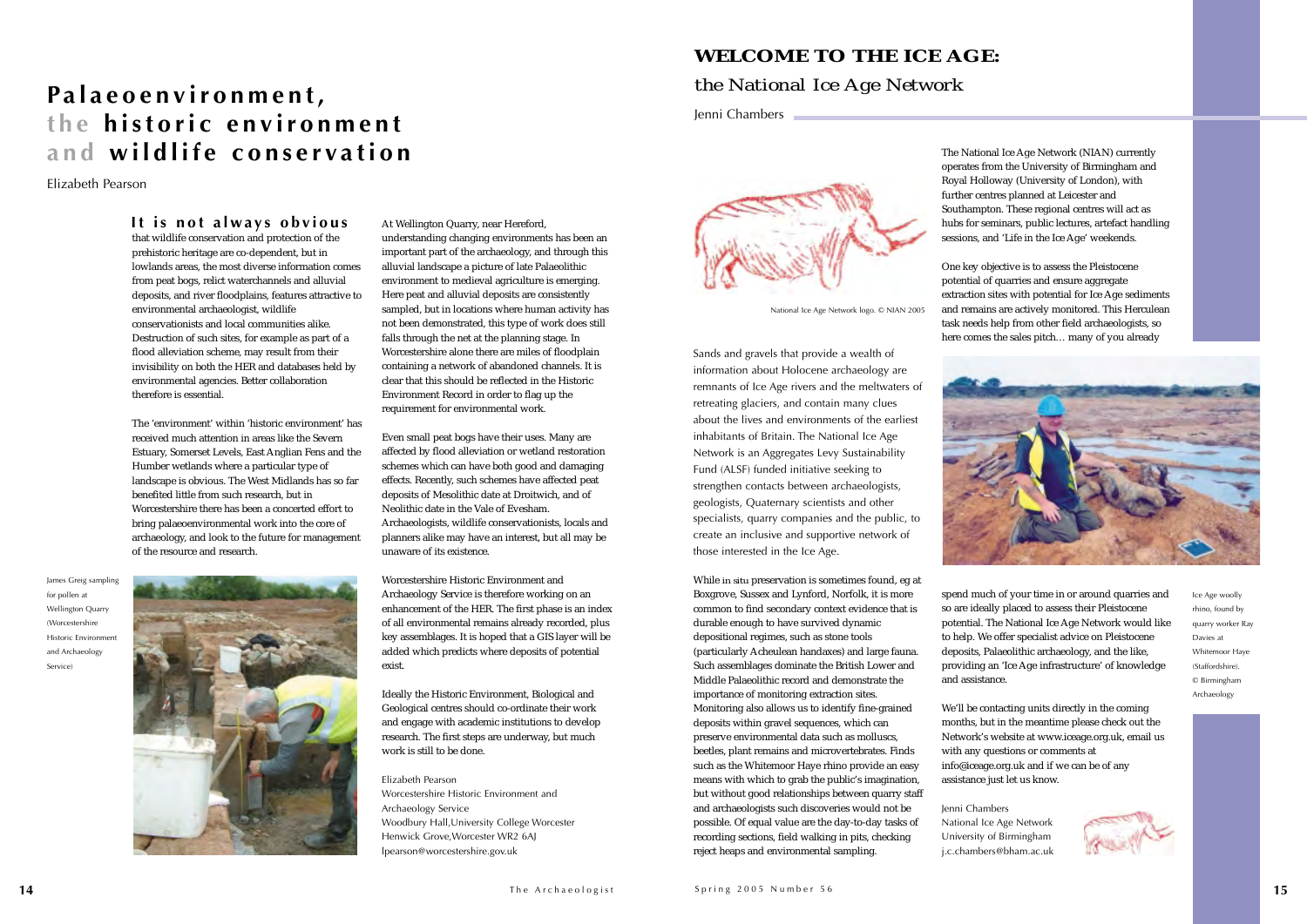# Palaeoenvironment, the historic environment and wildlife conservation

Elizabeth Pearson

**It is not always obvious** that wildlife conservation and protection of the prehistoric heritage are co-dependent, but in lowlands areas, the most diverse information comes from peat bogs, relict waterchannels and alluvial deposits, and river floodplains, features attractive to environmental archaeologist, wildlife conservationists and local communities alike. Destruction of such sites, for example as part of a flood alleviation scheme, may result from their invisibility on both the HER and databases held by environmental agencies. Better collaboration therefore is essential.

The 'environment' within 'historic environment' has received much attention in areas like the Severn Estuary, Somerset Levels, East Anglian Fens and the Humber wetlands where a particular type of landscape is obvious. The West Midlands has so far benefited little from such research, but in Worcestershire there has been a concerted effort to bring palaeoenvironmental work into the core of archaeology, and look to the future for management of the resource and research.

James Greig sampling for pollen at Wellington Quarry (Worcestershire Historic Environment and Archaeology Service)

At Wellington Quarry, near Hereford, understanding changing environments has been an important part of the archaeology, and through this alluvial landscape a picture of late Palaeolithic environment to medieval agriculture is emerging. Here peat and alluvial deposits are consistently sampled, but in locations where human activity has not been demonstrated, this type of work does still falls through the net at the planning stage. In Worcestershire alone there are miles of floodplain containing a network of abandoned channels. It is clear that this should be reflected in the Historic Environment Record in order to flag up the requirement for environmental work.

Even small peat bogs have their uses. Many are affected by flood alleviation or wetland restoration schemes which can have both good and damaging effects. Recently, such schemes have affected peat deposits of Mesolithic date at Droitwich, and of Neolithic date in the Vale of Evesham. Archaeologists, wildlife conservationists, locals and planners alike may have an interest, but all may be unaware of its existence.

Worcestershire Historic Environment and Archaeology Service is therefore working on an enhancement of the HER. The first phase is an index of all environmental remains already recorded, plus key assemblages. It is hoped that a GIS layer will be added which predicts where deposits of potential exist.

Ideally the Historic Environment, Biological and Geological centres should co-ordinate their work and engage with academic institutions to develop research. The first steps are underway, but much work is still to be done.

Elizabeth Pearson
Worcestershire Historic Environment and Archaeology Service
Woodbury Hall,University College Worcester
Henwick Grove,Worcester WR2 6AJ
lpearson@worcestershire.gov.uk

# WELCOME TO THE ICE AGE:

## the National Ice Age Network

Jenni Chambers

National Ice Age Network logo. © NIAN 2005

Sands and gravels that provide a wealth of information about Holocene archaeology are remnants of Ice Age rivers and the meltwaters of retreating glaciers, and contain many clues about the lives and environments of the earliest inhabitants of Britain. The National Ice Age Network is an Aggregates Levy Sustainability Fund (ALSF) funded initiative seeking to strengthen contacts between archaeologists, geologists, Quaternary scientists and other specialists, quarry companies and the public, to create an inclusive and supportive network of those interested in the Ice Age.

While *in situ* preservation is sometimes found, eg at Boxgrove, Sussex and Lynford, Norfolk, it is more common to find secondary context evidence that is durable enough to have survived dynamic depositional regimes, such as stone tools (particularly Acheulean handaxes) and large fauna. Such assemblages dominate the British Lower and Middle Palaeolithic record and demonstrate the importance of monitoring extraction sites. Monitoring also allows us to identify fine-grained deposits within gravel sequences, which can preserve environmental data such as molluscs, beetles, plant remains and microvertebrates. Finds such as the Whitemoor Haye rhino provide an easy means with which to grab the public's imagination, but without good relationships between quarry staff and archaeologists such discoveries would not be possible. Of equal value are the day-to-day tasks of recording sections, field walking in pits, checking reject heaps and environmental sampling.

The National Ice Age Network (NIAN) currently operates from the University of Birmingham and Royal Holloway (University of London), with further centres planned at Leicester and Southampton. These regional centres will act as hubs for seminars, public lectures, artefact handling sessions, and 'Life in the Ice Age' weekends.

One key objective is to assess the Pleistocene potential of quarries and ensure aggregate extraction sites with potential for Ice Age sediments and remains are actively monitored. This Herculean task needs help from other field archaeologists, so here comes the sales pitch… many of you already spend much of your time in or around quarries and so are ideally placed to assess their Pleistocene potential. The National Ice Age Network would like to help. We offer specialist advice on Pleistocene deposits, Palaeolithic archaeology, and the like, providing an 'Ice Age infrastructure' of knowledge and assistance.

Ice Age woolly rhino, found by quarry worker Ray Davies at Whitemoor Haye (Staffordshire). © Birmingham Archaeology

We'll be contacting units directly in the coming months, but in the meantime please check out the Network's website at www.iceage.org.uk, email us with any questions or comments at info@iceage.org.uk and if we can be of any assistance just let us know.

Jenni Chambers
National Ice Age Network
University of Birmingham
j.c.chambers@bham.ac.uk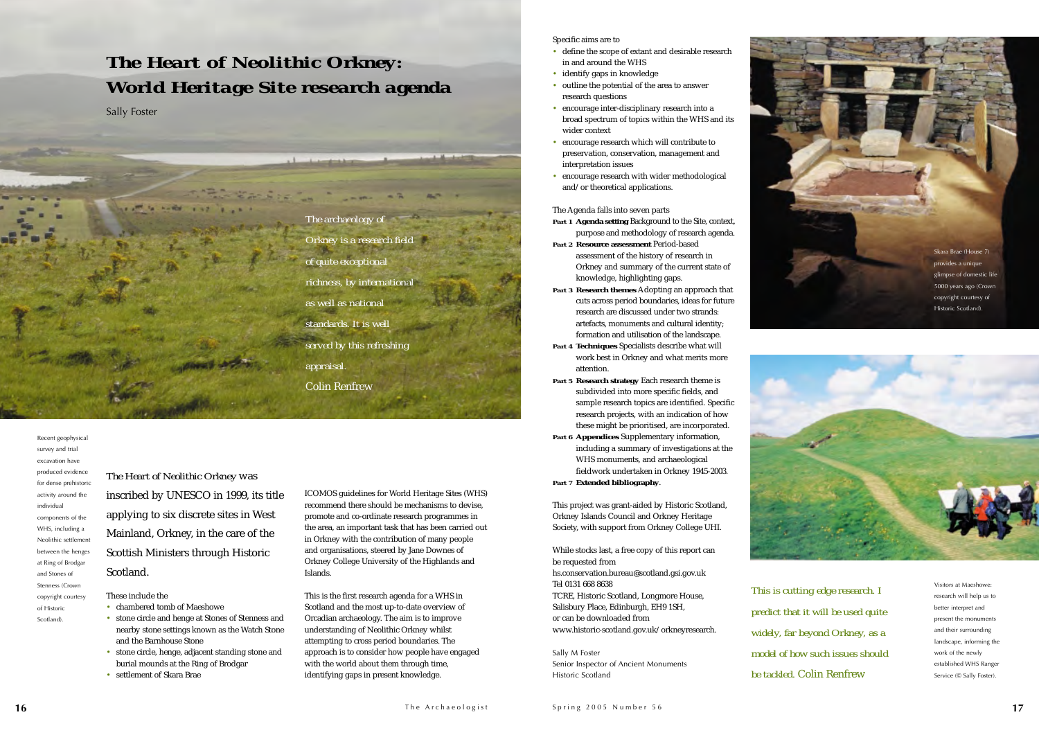# The Heart of Neolithic Orkney: World Heritage Site research agenda

Sally Foster

> The archaeology of Orkney is a research field of quite exceptional richness, by international as well as national standards. It is well served by this refreshing appraisal.
> Colin Renfrew

Recent geophysical survey and trial excavation have produced evidence for dense prehistoric activity around the individual components of the WHS, including a Neolithic settlement between the henges at Ring of Brodgar and Stones of Stenness (Crown copyright courtesy of Historic Scotland).

*The Heart of Neolithic Orkney* was inscribed by UNESCO in 1999, its title applying to six discrete sites in West Mainland, Orkney, in the care of the Scottish Ministers through Historic Scotland.

These include the

- chambered tomb of Maeshowe
- stone circle and henge at Stones of Stenness and nearby stone settings known as the Watch Stone and the Barnhouse Stone
- stone circle, henge, adjacent standing stone and burial mounds at the Ring of Brodgar
- settlement of Skara Brae

ICOMOS guidelines for World Heritage Sites (WHS) recommend there should be mechanisms to devise, promote and co-ordinate research programmes in the area, an important task that has been carried out in Orkney with the contribution of many people and organisations, steered by Jane Downes of Orkney College University of the Highlands and Islands.

This is the first research agenda for a WHS in Scotland and the most up-to-date overview of Orcadian archaeology. The aim is to improve understanding of Neolithic Orkney whilst attempting to cross period boundaries. The approach is to consider how people have engaged with the world about them through time, identifying gaps in present knowledge.

Specific aims are to

- define the scope of extant and desirable research in and around the WHS
- identify gaps in knowledge
- outline the potential of the area to answer research questions
- encourage inter-disciplinary research into a broad spectrum of topics within the WHS and its wider context
- encourage research which will contribute to preservation, conservation, management and interpretation issues
- encourage research with wider methodological and/or theoretical applications.

The Agenda falls into seven parts

**Part 1** **Agenda setting** Background to the Site, context, purpose and methodology of research agenda.

**Part 2** **Resource assessment** Period-based assessment of the history of research in Orkney and summary of the current state of knowledge, highlighting gaps.

**Part 3** **Research themes** Adopting an approach that cuts across period boundaries, ideas for future research are discussed under two strands: artefacts, monuments and cultural identity; formation and utilisation of the landscape.

**Part 4** **Techniques** Specialists describe what will work best in Orkney and what merits more attention.

**Part 5** **Research strategy** Each research theme is subdivided into more specific fields, and sample research topics are identified. Specific research projects, with an indication of how these might be prioritised, are incorporated.

**Part 6** **Appendices** Supplementary information, including a summary of investigations at the WHS monuments, and archaeological fieldwork undertaken in Orkney 1945-2003.

**Part 7** **Extended bibliography**.

This project was grant-aided by Historic Scotland, Orkney Islands Council and Orkney Heritage Society, with support from Orkney College UHI.

While stocks last, a free copy of this report can be requested from
hs.conservation.bureau@scotland.gsi.gov.uk
Tel 0131 668 8638
TCRE, Historic Scotland, Longmore House, Salisbury Place, Edinburgh, EH9 1SH,
or can be downloaded from
www.historic-scotland.gov.uk/orkneyresearch.

Sally M Foster
Senior Inspector of Ancient Monuments
Historic Scotland

Skara Brae (House 7) provides a unique glimpse of domestic life 5000 years ago (Crown copyright courtesy of Historic Scotland).

> This is cutting edge research. I predict that it will be used quite widely, far beyond Orkney, as a model of how such issues should be tackled. Colin Renfrew

Visitors at Maeshowe: research will help us to better interpret and present the monuments and their surrounding landscape, informing the work of the newly established WHS Ranger Service (© Sally Foster).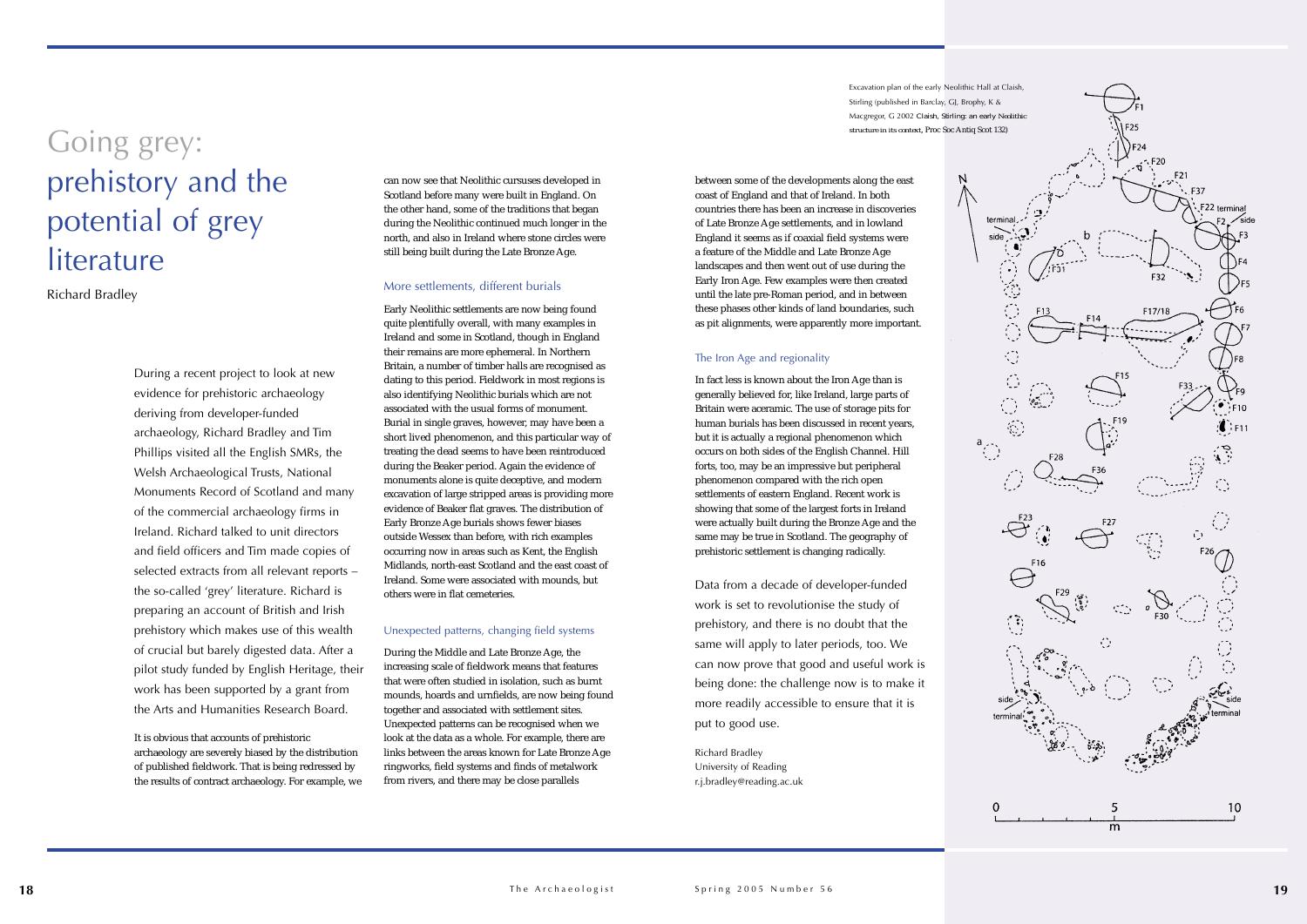# Going grey: prehistory and the potential of grey literature

Richard Bradley

During a recent project to look at new evidence for prehistoric archaeology deriving from developer-funded archaeology, Richard Bradley and Tim Phillips visited all the English SMRs, the Welsh Archaeological Trusts, National Monuments Record of Scotland and many of the commercial archaeology firms in Ireland. Richard talked to unit directors and field officers and Tim made copies of selected extracts from all relevant reports – the so-called 'grey' literature. Richard is preparing an account of British and Irish prehistory which makes use of this wealth of crucial but barely digested data. After a pilot study funded by English Heritage, their work has been supported by a grant from the Arts and Humanities Research Board.

It is obvious that accounts of prehistoric archaeology are severely biased by the distribution of published fieldwork. That is being redressed by the results of contract archaeology. For example, we can now see that Neolithic cursuses developed in Scotland before many were built in England. On the other hand, some of the traditions that began during the Neolithic continued much longer in the north, and also in Ireland where stone circles were still being built during the Late Bronze Age.

## More settlements, different burials

Early Neolithic settlements are now being found quite plentifully overall, with many examples in Ireland and some in Scotland, though in England their remains are more ephemeral. In Northern Britain, a number of timber halls are recognised as dating to this period. Fieldwork in most regions is also identifying Neolithic burials which are not associated with the usual forms of monument. Burial in single graves, however, may have been a short lived phenomenon, and this particular way of treating the dead seems to have been reintroduced during the Beaker period. Again the evidence of monuments alone is quite deceptive, and modern excavation of large stripped areas is providing more evidence of Beaker flat graves. The distribution of Early Bronze Age burials shows fewer biases outside Wessex than before, with rich examples occurring now in areas such as Kent, the English Midlands, north-east Scotland and the east coast of Ireland. Some were associated with mounds, but others were in flat cemeteries.

## Unexpected patterns, changing field systems

During the Middle and Late Bronze Age, the increasing scale of fieldwork means that features that were often studied in isolation, such as burnt mounds, hoards and urnfields, are now being found together and associated with settlement sites. Unexpected patterns can be recognised when we look at the data as a whole. For example, there are links between the areas known for Late Bronze Age ringworks, field systems and finds of metalwork from rivers, and there may be close parallels between some of the developments along the east coast of England and that of Ireland. In both countries there has been an increase in discoveries of Late Bronze Age settlements, and in lowland England it seems as if coaxial field systems were a feature of the Middle and Late Bronze Age landscapes and then went out of use during the Early Iron Age. Few examples were then created until the late pre-Roman period, and in between these phases other kinds of land boundaries, such as pit alignments, were apparently more important.

## The Iron Age and regionality

In fact less is known about the Iron Age than is generally believed for, like Ireland, large parts of Britain were aceramic. The use of storage pits for human burials has been discussed in recent years, but it is actually a regional phenomenon which occurs on both sides of the English Channel. Hill forts, too, may be an impressive but peripheral phenomenon compared with the rich open settlements of eastern England. Recent work is showing that some of the largest forts in Ireland were actually built during the Bronze Age and the same may be true in Scotland. The geography of prehistoric settlement is changing radically.

Data from a decade of developer-funded work is set to revolutionise the study of prehistory, and there is no doubt that the same will apply to later periods, too. We can now prove that good and useful work is being done: the challenge now is to make it more readily accessible to ensure that it is put to good use.

Richard Bradley
University of Reading
r.j.bradley@reading.ac.uk

Excavation plan of the early Neolithic Hall at Claish, Stirling (published in Barclay, GJ, Brophy, K & Macgregor, G 2002 *Claish, Stirling: an early Neolithic structure in its context*, Proc Soc Antiq Scot 132)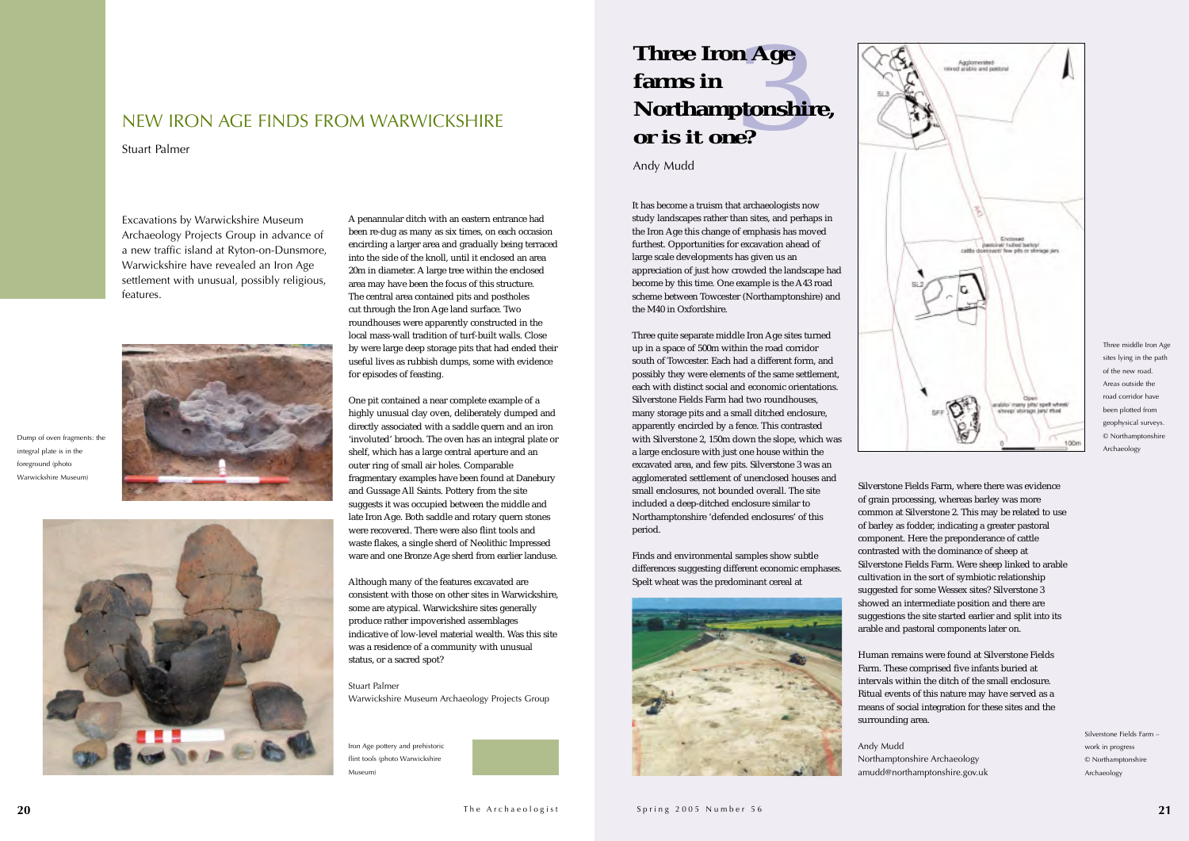# NEW IRON AGE FINDS FROM WARWICKSHIRE

Stuart Palmer

Excavations by Warwickshire Museum Archaeology Projects Group in advance of a new traffic island at Ryton-on-Dunsmore, Warwickshire have revealed an Iron Age settlement with unusual, possibly religious, features.

Dump of oven fragments: the integral plate is in the foreground (photo Warwickshire Museum)

A penannular ditch with an eastern entrance had been re-dug as many as six times, on each occasion encircling a larger area and gradually being terraced into the side of the knoll, until it enclosed an area 20m in diameter. A large tree within the enclosed area may have been the focus of this structure. The central area contained pits and postholes cut through the Iron Age land surface. Two roundhouses were apparently constructed in the local mass-wall tradition of turf-built walls. Close by were large deep storage pits that had ended their useful lives as rubbish dumps, some with evidence for episodes of feasting.

One pit contained a near complete example of a highly unusual clay oven, deliberately dumped and directly associated with a saddle quern and an iron 'involuted' brooch. The oven has an integral plate or shelf, which has a large central aperture and an outer ring of small air holes. Comparable fragmentary examples have been found at Danebury and Gussage All Saints. Pottery from the site suggests it was occupied between the middle and late Iron Age. Both saddle and rotary quern stones were recovered. There were also flint tools and waste flakes, a single sherd of Neolithic Impressed ware and one Bronze Age sherd from earlier landuse.

Although many of the features excavated are consistent with those on other sites in Warwickshire, some are atypical. Warwickshire sites generally produce rather impoverished assemblages indicative of low-level material wealth. Was this site was a residence of a community with unusual status, or a sacred spot?

Stuart Palmer
Warwickshire Museum Archaeology Projects Group

Iron Age pottery and prehistoric flint tools (photo Warwickshire Museum)

# Three Iron Age farms in Northamptonshire, or is it one?

Andy Mudd

It has become a truism that archaeologists now study landscapes rather than sites, and perhaps in the Iron Age this change of emphasis has moved furthest. Opportunities for excavation ahead of large scale developments has given us an appreciation of just how crowded the landscape had become by this time. One example is the A43 road scheme between Towcester (Northamptonshire) and the M40 in Oxfordshire.

Three quite separate middle Iron Age sites turned up in a space of 500m within the road corridor south of Towcester. Each had a different form, and possibly they were elements of the same settlement, each with distinct social and economic orientations. Silverstone Fields Farm had two roundhouses, many storage pits and a small ditched enclosure, apparently encircled by a fence. This contrasted with Silverstone 2, 150m down the slope, which was a large enclosure with just one house within the excavated area, and few pits. Silverstone 3 was an agglomerated settlement of unenclosed houses and small enclosures, not bounded overall. The site included a deep-ditched enclosure similar to Northamptonshire 'defended enclosures' of this period.

Finds and environmental samples show subtle differences suggesting different economic emphases. Spelt wheat was the predominant cereal at Silverstone Fields Farm, where there was evidence of grain processing, whereas barley was more common at Silverstone 2. This may be related to use of barley as fodder, indicating a greater pastoral component. Here the preponderance of cattle contrasted with the dominance of sheep at Silverstone Fields Farm. Were sheep linked to arable cultivation in the sort of symbiotic relationship suggested for some Wessex sites? Silverstone 3 showed an intermediate position and there are suggestions the site started earlier and split into its arable and pastoral components later on.

Human remains were found at Silverstone Fields Farm. These comprised five infants buried at intervals within the ditch of the small enclosure. Ritual events of this nature may have served as a means of social integration for these sites and the surrounding area.

Andy Mudd
Northamptonshire Archaeology
amudd@northamptonshire.gov.uk

Three middle Iron Age sites lying in the path of the new road. Areas outside the road corridor have been plotted from geophysical surveys. © Northamptonshire Archaeology

Silverstone Fields Farm – work in progress © Northamptonshire Archaeology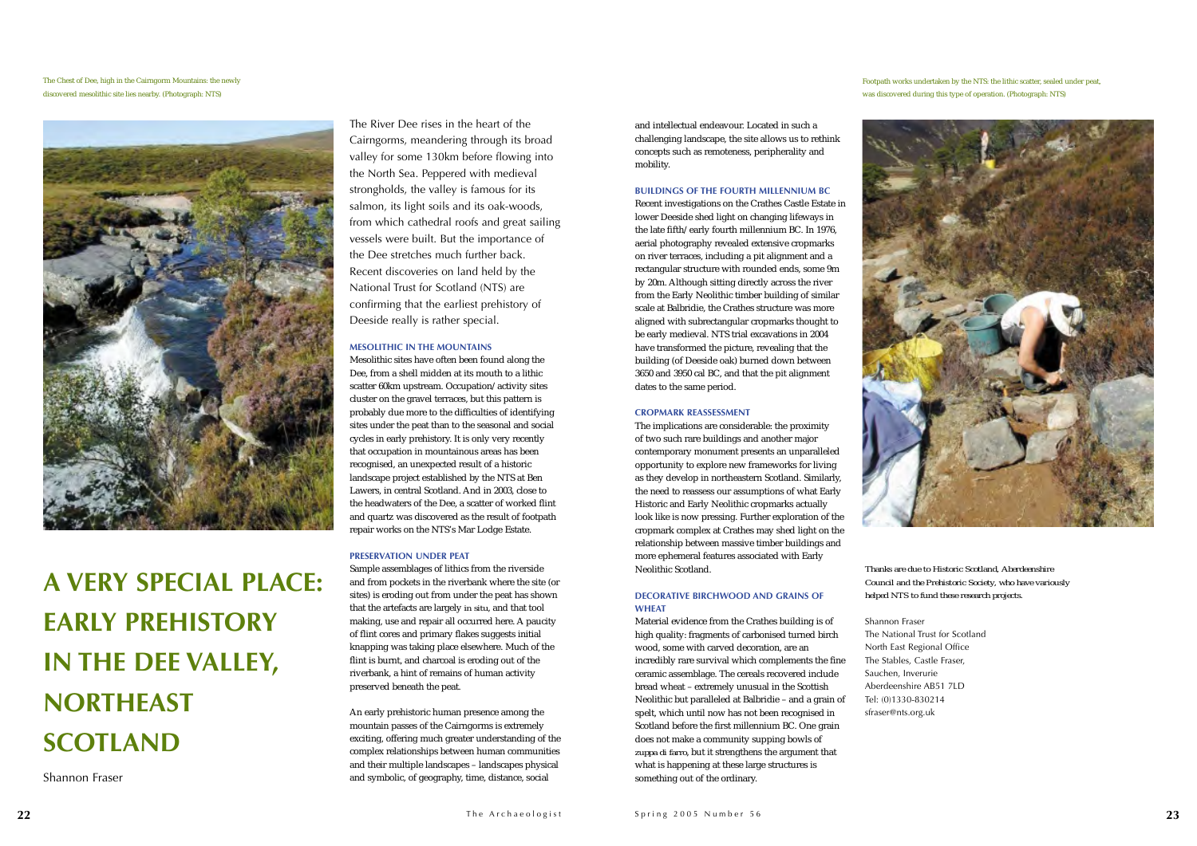# A VERY SPECIAL PLACE: EARLY PREHISTORY IN THE DEE VALLEY, NORTHEAST SCOTLAND

Shannon Fraser

The Chest of Dee, high in the Cairngorm Mountains: the newly discovered mesolithic site lies nearby. (Photograph: NTS)

The River Dee rises in the heart of the Cairngorms, meandering through its broad valley for some 130km before flowing into the North Sea. Peppered with medieval strongholds, the valley is famous for its salmon, its light soils and its oak-woods, from which cathedral roofs and great sailing vessels were built. But the importance of the Dee stretches much further back. Recent discoveries on land held by the National Trust for Scotland (NTS) are confirming that the earliest prehistory of Deeside really is rather special.

## MESOLITHIC IN THE MOUNTAINS

Mesolithic sites have often been found along the Dee, from a shell midden at its mouth to a lithic scatter 60km upstream. Occupation/activity sites cluster on the gravel terraces, but this pattern is probably due more to the difficulties of identifying sites under the peat than to the seasonal and social cycles in early prehistory. It is only very recently that occupation in mountainous areas has been recognised, an unexpected result of a historic landscape project established by the NTS at Ben Lawers, in central Scotland. And in 2003, close to the headwaters of the Dee, a scatter of worked flint and quartz was discovered as the result of footpath repair works on the NTS's Mar Lodge Estate.

## PRESERVATION UNDER PEAT

Sample assemblages of lithics from the riverside and from pockets in the riverbank where the site (or sites) is eroding out from under the peat has shown that the artefacts are largely *in situ*, and that tool making, use and repair all occurred here. A paucity of flint cores and primary flakes suggests initial knapping was taking place elsewhere. Much of the flint is burnt, and charcoal is eroding out of the riverbank, a hint of remains of human activity preserved beneath the peat.

An early prehistoric human presence among the mountain passes of the Cairngorms is extremely exciting, offering much greater understanding of the complex relationships between human communities and their multiple landscapes – landscapes physical and symbolic, of geography, time, distance, social and intellectual endeavour. Located in such a challenging landscape, the site allows us to rethink concepts such as remoteness, peripherality and mobility.

## BUILDINGS OF THE FOURTH MILLENNIUM BC

Recent investigations on the Crathes Castle Estate in lower Deeside shed light on changing lifeways in the late fifth/early fourth millennium BC. In 1976, aerial photography revealed extensive cropmarks on river terraces, including a pit alignment and a rectangular structure with rounded ends, some 9m by 20m. Although sitting directly across the river from the Early Neolithic timber building of similar scale at Balbridie, the Crathes structure was more aligned with subrectangular cropmarks thought to be early medieval. NTS trial excavations in 2004 have transformed the picture, revealing that the building (of Deeside oak) burned down between 3650 and 3950 cal BC, and that the pit alignment dates to the same period.

## CROPMARK REASSESSMENT

The implications are considerable: the proximity of two such rare buildings and another major contemporary monument presents an unparalleled opportunity to explore new frameworks for living as they develop in northeastern Scotland. Similarly, the need to reassess our assumptions of what Early Historic and Early Neolithic cropmarks actually look like is now pressing. Further exploration of the cropmark complex at Crathes may shed light on the relationship between massive timber buildings and more ephemeral features associated with Early Neolithic Scotland.

## DECORATIVE BIRCHWOOD AND GRAINS OF WHEAT

Material evidence from the Crathes building is of high quality: fragments of carbonised turned birch wood, some with carved decoration, are an incredibly rare survival which complements the fine ceramic assemblage. The cereals recovered include bread wheat – extremely unusual in the Scottish Neolithic but paralleled at Balbridie – and a grain of spelt, which until now has not been recognised in Scotland before the first millennium BC. One grain does not make a community supping bowls of *zuppa di farro*, but it strengthens the argument that what is happening at these large structures is something out of the ordinary.

Footpath works undertaken by the NTS: the lithic scatter, sealed under peat, was discovered during this type of operation. (Photograph: NTS)

*Thanks are due to Historic Scotland, Aberdeenshire Council and the Prehistoric Society, who have variously helped NTS to fund these research projects.*

Shannon Fraser
The National Trust for Scotland
North East Regional Office
The Stables, Castle Fraser,
Sauchen, Inverurie
Aberdeenshire AB51 7LD
Tel: (0)1330-830214
sfraser@nts.org.uk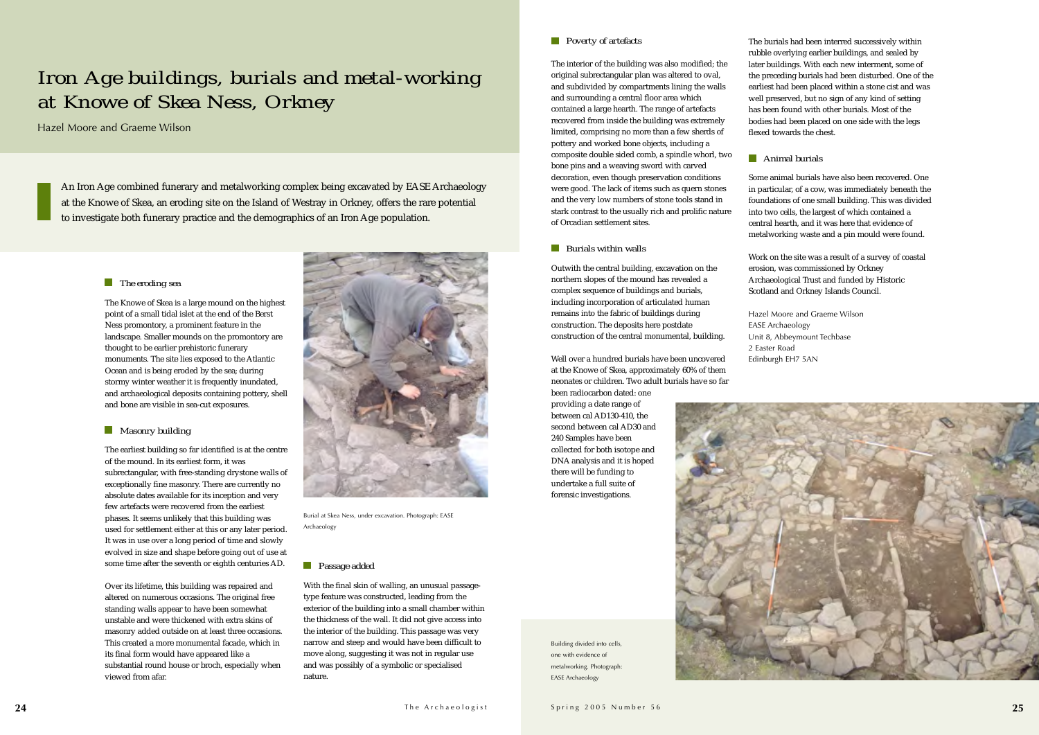# Iron Age buildings, burials and metal-working at Knowe of Skea Ness, Orkney

Hazel Moore and Graeme Wilson

An Iron Age combined funerary and metalworking complex being excavated by EASE Archaeology at the Knowe of Skea, an eroding site on the Island of Westray in Orkney, offers the rare potential to investigate both funerary practice and the demographics of an Iron Age population.

## The eroding sea

The Knowe of Skea is a large mound on the highest point of a small tidal islet at the end of the Berst Ness promontory, a prominent feature in the landscape. Smaller mounds on the promontory are thought to be earlier prehistoric funerary monuments. The site lies exposed to the Atlantic Ocean and is being eroded by the sea; during stormy winter weather it is frequently inundated, and archaeological deposits containing pottery, shell and bone are visible in sea-cut exposures.

## Masonry building

The earliest building so far identified is at the centre of the mound. In its earliest form, it was subrectangular, with free-standing drystone walls of exceptionally fine masonry. There are currently no absolute dates available for its inception and very few artefacts were recovered from the earliest phases. It seems unlikely that this building was used for settlement either at this or any later period. It was in use over a long period of time and slowly evolved in size and shape before going out of use at some time after the seventh or eighth centuries AD.

Over its lifetime, this building was repaired and altered on numerous occasions. The original free standing walls appear to have been somewhat unstable and were thickened with extra skins of masonry added outside on at least three occasions. This created a more monumental facade, which in its final form would have appeared like a substantial round house or broch, especially when viewed from afar.

Burial at Skea Ness, under excavation. Photograph: EASE Archaeology

## Passage added

With the final skin of walling, an unusual passage-type feature was constructed, leading from the exterior of the building into a small chamber within the thickness of the wall. It did not give access into the interior of the building. This passage was very narrow and steep and would have been difficult to move along, suggesting it was not in regular use and was possibly of a symbolic or specialised nature.

## Poverty of artefacts

The interior of the building was also modified; the original subrectangular plan was altered to oval, and subdivided by compartments lining the walls and surrounding a central floor area which contained a large hearth. The range of artefacts recovered from inside the building was extremely limited, comprising no more than a few sherds of pottery and worked bone objects, including a composite double sided comb, a spindle whorl, two bone pins and a weaving sword with carved decoration, even though preservation conditions were good. The lack of items such as quern stones and the very low numbers of stone tools stand in stark contrast to the usually rich and prolific nature of Orcadian settlement sites.

## Burials within walls

Outwith the central building, excavation on the northern slopes of the mound has revealed a complex sequence of buildings and burials, including incorporation of articulated human remains into the fabric of buildings during construction. The deposits here postdate construction of the central monumental, building.

Well over a hundred burials have been uncovered at the Knowe of Skea, approximately 60% of them neonates or children. Two adult burials have so far been radiocarbon dated: one providing a date range of between cal AD130-410, the second between cal AD30 and 240 Samples have been collected for both isotope and DNA analysis and it is hoped there will be funding to undertake a full suite of forensic investigations.

The burials had been interred successively within rubble overlying earlier buildings, and sealed by later buildings. With each new interment, some of the preceding burials had been disturbed. One of the earliest had been placed within a stone cist and was well preserved, but no sign of any kind of setting has been found with other burials. Most of the bodies had been placed on one side with the legs flexed towards the chest.

## Animal burials

Some animal burials have also been recovered. One in particular, of a cow, was immediately beneath the foundations of one small building. This was divided into two cells, the largest of which contained a central hearth, and it was here that evidence of metalworking waste and a pin mould were found.

Work on the site was a result of a survey of coastal erosion, was commissioned by Orkney Archaeological Trust and funded by Historic Scotland and Orkney Islands Council.

Hazel Moore and Graeme Wilson
EASE Archaeology
Unit 8, Abbeymount Techbase
2 Easter Road
Edinburgh EH7 5AN

Building divided into cells, one with evidence of metalworking. Photograph: EASE Archaeology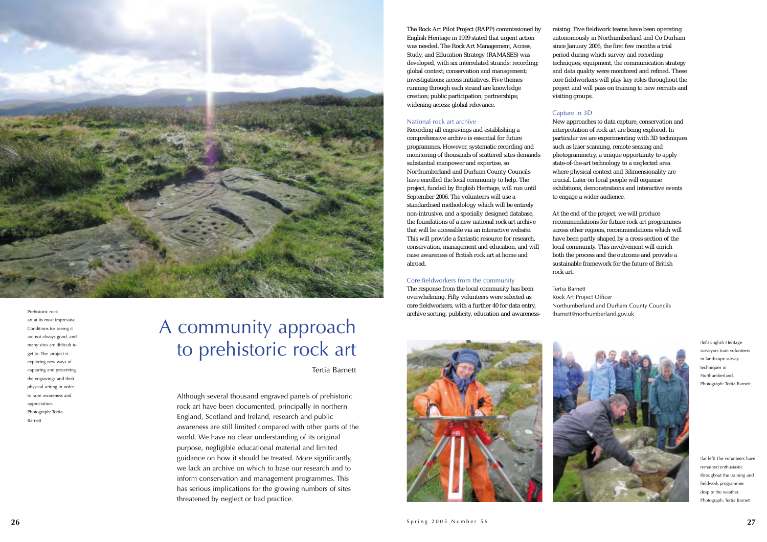Prehistoric rock art at its most impressive. Conditions for seeing it are not always good, and many sites are difficult to get to. The project is exploring new ways of capturing and presenting the engravings and their physical setting in order to raise awareness and appreciation. Photograph: Tertia Barnett

# A community approach to prehistoric rock art

Tertia Barnett

Although several thousand engraved panels of prehistoric rock art have been documented, principally in northern England, Scotland and Ireland, research and public awareness are still limited compared with other parts of the world. We have no clear understanding of its original purpose, negligible educational material and limited guidance on how it should be treated. More significantly, we lack an archive on which to base our research and to inform conservation and management programmes. This has serious implications for the growing numbers of sites threatened by neglect or bad practice.

The Rock Art Pilot Project (RAPP) commissioned by English Heritage in 1999 stated that urgent action was needed. The Rock Art Management, Access, Study, and Education Strategy (RAMASES) was developed, with six interrelated strands: recording; global context; conservation and management; investigations; access initiatives. Five themes running through each strand are knowledge creation; public participation; partnerships; widening access; global relevance.

## National rock art archive

Recording all engravings and establishing a comprehensive archive is essential for future programmes. However, systematic recording and monitoring of thousands of scattered sites demands substantial manpower and expertise, so Northumberland and Durham County Councils have enrolled the local community to help. The project, funded by English Heritage, will run until September 2006. The volunteers will use a standardised methodology which will be entirely non-intrusive, and a specially designed database, the foundations of a new national rock art archive that will be accessible via an interactive website. This will provide a fantastic resource for research, conservation, management and education, and will raise awareness of British rock art at home and abroad.

## Core fieldworkers from the community

The response from the local community has been overwhelming. Fifty volunteers were selected as core fieldworkers, with a further 40 for data entry, archive sorting, publicity, education and awareness-raising. Five fieldwork teams have been operating autonomously in Northumberland and Co Durham since January 2005, the first few months a trial period during which survey and recording techniques, equipment, the communication strategy and data quality were monitored and refined. These core fieldworkers will play key roles throughout the project and will pass on training to new recruits and visiting groups.

## Capture in 3D

New approaches to data capture, conservation and interpretation of rock art are being explored. In particular we are experimenting with 3D techniques such as laser scanning, remote sensing and photogrammetry, a unique opportunity to apply state-of-the-art technology to a neglected area where physical context and 3dimensionality are crucial. Later on local people will organise exhibitions, demonstrations and interactive events to engage a wider audience.

At the end of the project, we will produce recommendations for future rock art programmes across other regions, recommendations which will have been partly shaped by a cross section of the local community. This involvement will enrich both the process and the outcome and provide a sustainable framework for the future of British rock art.

Tertia Barnett
Rock Art Project Officer
Northumberland and Durham County Councils
tbarnett@northumberland.gov.uk

(left) English Heritage surveyors train volunteers in landscape survey techniques in Northumberland. Photograph: Tertia Barnett

(far left) The volunteers have remained enthusiastic throughout the training and fieldwork programmes despite the weather. Photograph: Tertia Barnett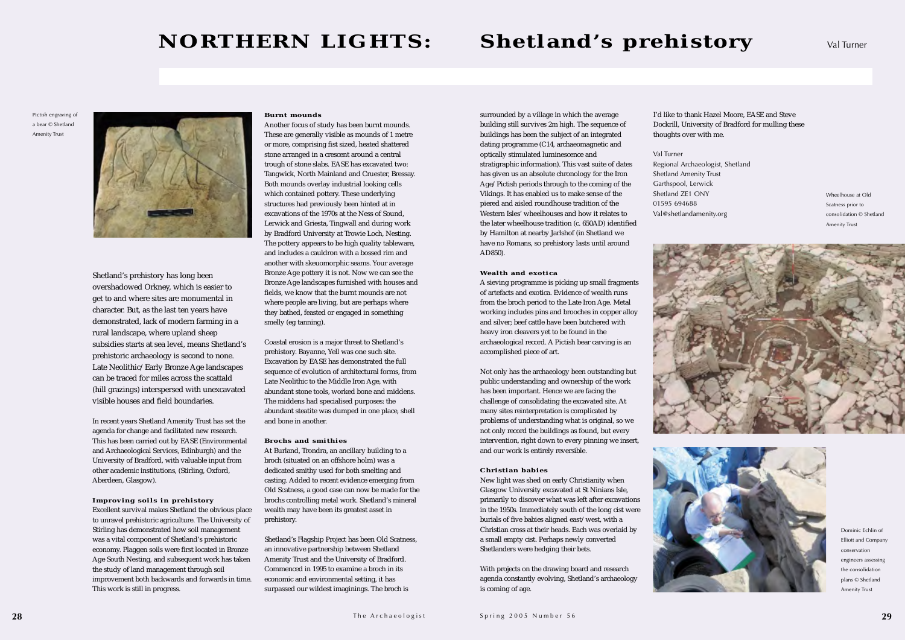# NORTHERN LIGHTS: Shetland's prehistory

Val Turner

Pictish engraving of a bear © Shetland Amenity Trust

Shetland's prehistory has long been overshadowed Orkney, which is easier to get to and where sites are monumental in character. But, as the last ten years have demonstrated, lack of modern farming in a rural landscape, where upland sheep subsidies starts at sea level, means Shetland's prehistoric archaeology is second to none. Late Neolithic/Early Bronze Age landscapes can be traced for miles across the scattald (hill grazings) interspersed with unexcavated visible houses and field boundaries.

In recent years Shetland Amenity Trust has set the agenda for change and facilitated new research. This has been carried out by EASE (Environmental and Archaeological Services, Edinburgh) and the University of Bradford, with valuable input from other academic institutions, (Stirling, Oxford, Aberdeen, Glasgow).

### Improving soils in prehistory

Excellent survival makes Shetland the obvious place to unravel prehistoric agriculture. The University of Stirling has demonstrated how soil management was a vital component of Shetland's prehistoric economy. Plaggen soils were first located in Bronze Age South Nesting, and subsequent work has taken the study of land management through soil improvement both backwards and forwards in time. This work is still in progress.

### Burnt mounds

Another focus of study has been burnt mounds. These are generally visible as mounds of 1 metre or more, comprising fist sized, heated shattered stone arranged in a crescent around a central trough of stone slabs. EASE has excavated two: Tangwick, North Mainland and Cruester, Bressay. Both mounds overlay industrial looking cells which contained pottery. These underlying structures had previously been hinted at in excavations of the 1970s at the Ness of Sound, Lerwick and Griesta, Tingwall and during work by Bradford University at Trowie Loch, Nesting. The pottery appears to be high quality tableware, and includes a cauldron with a bossed rim and another with skeuomorphic seams. Your average Bronze Age pottery it is not. Now we can see the Bronze Age landscapes furnished with houses and fields, we know that the burnt mounds are not where people are living, but are perhaps where they bathed, feasted or engaged in something smelly (eg tanning).

Coastal erosion is a major threat to Shetland's prehistory. Bayanne, Yell was one such site. Excavation by EASE has demonstrated the full sequence of evolution of architectural forms, from Late Neolithic to the Middle Iron Age, with abundant stone tools, worked bone and middens. The middens had specialised purposes: the abundant steatite was dumped in one place, shell and bone in another.

### Brochs and smithies

At Burland, Trondra, an ancillary building to a broch (situated on an offshore holm) was a dedicated smithy used for both smelting and casting. Added to recent evidence emerging from Old Scatness, a good case can now be made for the brochs controlling metal work. Shetland's mineral wealth may have been its greatest asset in prehistory.

Shetland's Flagship Project has been Old Scatness, an innovative partnership between Shetland Amenity Trust and the University of Bradford. Commenced in 1995 to examine a broch in its economic and environmental setting, it has surpassed our wildest imaginings. The broch is surrounded by a village in which the average building still survives 2m high. The sequence of buildings has been the subject of an integrated dating programme (C14, archaeomagnetic and optically stimulated luminescence and stratigraphic information). This vast suite of dates has given us an absolute chronology for the Iron Age/Pictish periods through to the coming of the Vikings. It has enabled us to make sense of the pierced and aisled roundhouse tradition of the Western Isles' wheelhouses and how it relates to the later wheelhouse tradition (c. 650AD) identified by Hamilton at nearby Jarlshof (in Shetland we have no Romans, so prehistory lasts until around AD850).

### Wealth and exotica

A sieving programme is picking up small fragments of artefacts and exotica. Evidence of wealth runs from the broch period to the Late Iron Age. Metal working includes pins and brooches in copper alloy and silver; beef cattle have been butchered with heavy iron cleavers yet to be found in the archaeological record. A Pictish bear carving is an accomplished piece of art.

Not only has the archaeology been outstanding but public understanding and ownership of the work has been important. Hence we are facing the challenge of consolidating the excavated site. At many sites reinterpretation is complicated by problems of understanding what is original, so we not only record the buildings as found, but every intervention, right down to every pinning we insert, and our work is entirely reversible.

### Christian babies

New light was shed on early Christianity when Glasgow University excavated at St Ninians Isle, primarily to discover what was left after excavations in the 1950s. Immediately south of the long cist were burials of five babies aligned east/west, with a Christian cross at their heads. Each was overlaid by a small empty cist. Perhaps newly converted Shetlanders were hedging their bets.

With projects on the drawing board and research agenda constantly evolving, Shetland's archaeology is coming of age.

I'd like to thank Hazel Moore, EASE and Steve Dockrill, University of Bradford for mulling these thoughts over with me.

Val Turner
Regional Archaeologist, Shetland
Shetland Amenity Trust
Garthspool, Lerwick
Shetland ZE1 ONY
01595 694688
Val@shetlandamenity.org

Wheelhouse at Old Scatness prior to consolidation © Shetland Amenity Trust

Dominic Echlin of Elliott and Company conservation engineers assessing the consolidation plans © Shetland Amenity Trust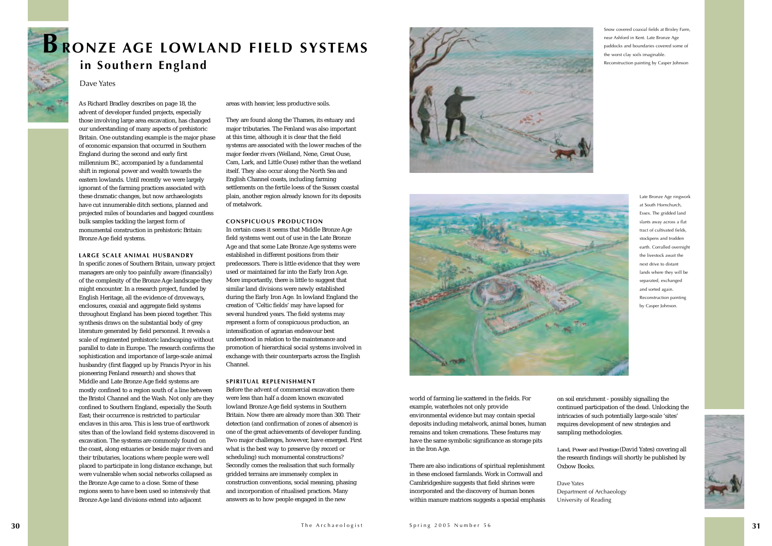# BRONZE AGE LOWLAND FIELD SYSTEMS in Southern England

Dave Yates

As Richard Bradley describes on page 18, the advent of developer funded projects, especially those involving large area excavation, has changed our understanding of many aspects of prehistoric Britain. One outstanding example is the major phase of economic expansion that occurred in Southern England during the second and early first millennium BC, accompanied by a fundamental shift in regional power and wealth towards the eastern lowlands. Until recently we were largely ignorant of the farming practices associated with these dramatic changes, but now archaeologists have cut innumerable ditch sections, planned and projected miles of boundaries and bagged countless bulk samples tackling the largest form of monumental construction in prehistoric Britain: Bronze Age field systems.

## LARGE SCALE ANIMAL HUSBANDRY

In specific zones of Southern Britain, unwary project managers are only too painfully aware (financially) of the complexity of the Bronze Age landscape they might encounter. In a research project, funded by English Heritage, all the evidence of droveways, enclosures, coaxial and aggregate field systems throughout England has been pieced together. This synthesis draws on the substantial body of grey literature generated by field personnel. It reveals a scale of regimented prehistoric landscaping without parallel to date in Europe. The research confirms the sophistication and importance of large-scale animal husbandry (first flagged up by Francis Pryor in his pioneering Fenland research) and shows that Middle and Late Bronze Age field systems are mostly confined to a region south of a line between the Bristol Channel and the Wash. Not only are they confined to Southern England, especially the South East; their occurrence is restricted to particular enclaves in this area. This is less true of earthwork sites than of the lowland field systems discovered in excavation. The systems are commonly found on the coast, along estuaries or beside major rivers and their tributaries, locations where people were well placed to participate in long distance exchange, but were vulnerable when social networks collapsed as the Bronze Age came to a close. Some of these regions seem to have been used so intensively that Bronze Age land divisions extend into adjacent areas with heavier, less productive soils.

They are found along the Thames, its estuary and major tributaries. The Fenland was also important at this time, although it is clear that the field systems are associated with the lower reaches of the major feeder rivers (Welland, Nene, Great Ouse, Cam, Lark, and Little Ouse) rather than the wetland itself. They also occur along the North Sea and English Channel coasts, including farming settlements on the fertile loess of the Sussex coastal plain, another region already known for its deposits of metalwork.

## CONSPICUOUS PRODUCTION

In certain cases it seems that Middle Bronze Age field systems went out of use in the Late Bronze Age and that some Late Bronze Age systems were established in different positions from their predecessors. There is little evidence that they were used or maintained far into the Early Iron Age. More importantly, there is little to suggest that similar land divisions were newly established during the Early Iron Age. In lowland England the creation of 'Celtic fields' may have lapsed for several hundred years. The field systems may represent a form of conspicuous production, an intensification of agrarian endeavour best understood in relation to the maintenance and promotion of hierarchical social systems involved in exchange with their counterparts across the English Channel.

## SPIRITUAL REPLENISHMENT

Before the advent of commercial excavation there were less than half a dozen known excavated lowland Bronze Age field systems in Southern Britain. Now there are already more than 300. Their detection (and confirmation of zones of absence) is one of the great achievements of developer funding. Two major challenges, however, have emerged. First what is the best way to preserve (by record or scheduling) such monumental constructions? Secondly comes the realisation that such formally gridded terrains are immensely complex in construction conventions, social meaning, phasing and incorporation of ritualised practices. Many answers as to how people engaged in the new world of farming lie scattered in the fields. For example, waterholes not only provide environmental evidence but may contain special deposits including metalwork, animal bones, human remains and token cremations. These features may have the same symbolic significance as storage pits in the Iron Age.

There are also indications of spiritual replenishment in these enclosed farmlands. Work in Cornwall and Cambridgeshire suggests that field shrines were incorporated and the discovery of human bones within manure matrices suggests a special emphasis on soil enrichment - possibly signalling the continued participation of the dead. Unlocking the intricacies of such potentially large-scale 'sites' requires development of new strategies and sampling methodologies.

*Land, Power and Prestige* (David Yates) covering all the research findings will shortly be published by Oxbow Books.

Dave Yates
Department of Archaeology
University of Reading

Snow covered coaxial fields at Brisley Farm, near Ashford in Kent. Late Bronze Age paddocks and boundaries covered some of the worst clay soils imaginable. Reconstruction painting by Casper Johnson

Late Bronze Age ringwork at South Hornchurch, Essex. The gridded land slants away across a flat tract of cultivated fields, stockpens and trodden earth. Corralled overnight the livestock await the next drive to distant lands where they will be separated, exchanged and sorted again. Reconstruction painting by Casper Johnson.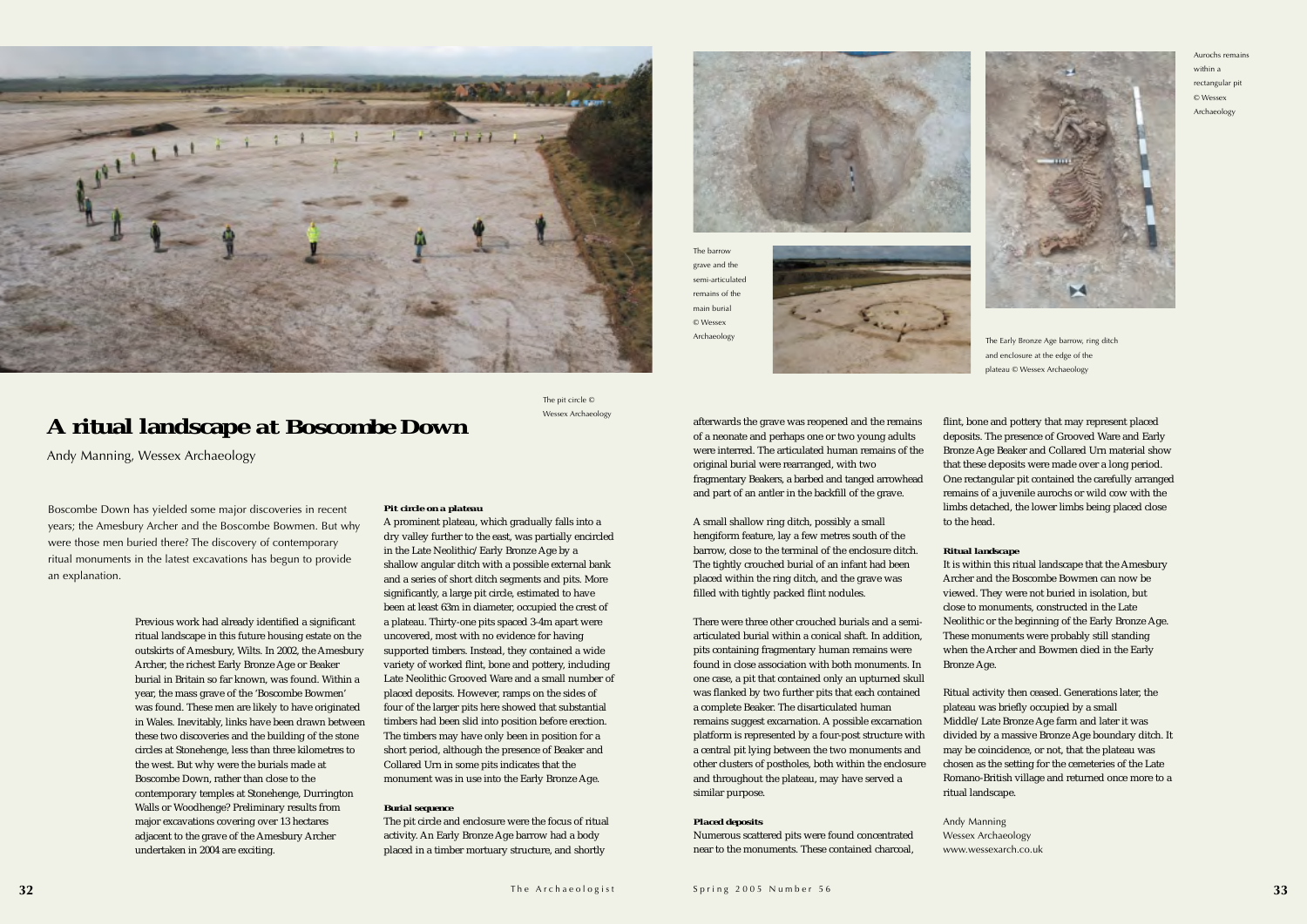# A ritual landscape at Boscombe Down

Andy Manning, Wessex Archaeology

Boscombe Down has yielded some major discoveries in recent years; the Amesbury Archer and the Boscombe Bowmen. But why were those men buried there? The discovery of contemporary ritual monuments in the latest excavations has begun to provide an explanation.

Previous work had already identified a significant ritual landscape in this future housing estate on the outskirts of Amesbury, Wilts. In 2002, the Amesbury Archer, the richest Early Bronze Age or Beaker burial in Britain so far known, was found. Within a year, the mass grave of the 'Boscombe Bowmen' was found. These men are likely to have originated in Wales. Inevitably, links have been drawn between these two discoveries and the building of the stone circles at Stonehenge, less than three kilometres to the west. But why were the burials made at Boscombe Down, rather than close to the contemporary temples at Stonehenge, Durrington Walls or Woodhenge? Preliminary results from major excavations covering over 13 hectares adjacent to the grave of the Amesbury Archer undertaken in 2004 are exciting.

The pit circle © Wessex Archaeology

**Pit circle on a plateau**

A prominent plateau, which gradually falls into a dry valley further to the east, was partially encircled in the Late Neolithic/Early Bronze Age by a shallow angular ditch with a possible external bank and a series of short ditch segments and pits. More significantly, a large pit circle, estimated to have been at least 63m in diameter, occupied the crest of a plateau. Thirty-one pits spaced 3-4m apart were uncovered, most with no evidence for having supported timbers. Instead, they contained a wide variety of worked flint, bone and pottery, including Late Neolithic Grooved Ware and a small number of placed deposits. However, ramps on the sides of four of the larger pits here showed that substantial timbers had been slid into position before erection. The timbers may have only been in position for a short period, although the presence of Beaker and Collared Urn in some pits indicates that the monument was in use into the Early Bronze Age.

**Burial sequence**

The pit circle and enclosure were the focus of ritual activity. An Early Bronze Age barrow had a body placed in a timber mortuary structure, and shortly afterwards the grave was reopened and the remains of a neonate and perhaps one or two young adults were interred. The articulated human remains of the original burial were rearranged, with two fragmentary Beakers, a barbed and tanged arrowhead and part of an antler in the backfill of the grave.

The barrow grave and the semi-articulated remains of the main burial © Wessex Archaeology

The Early Bronze Age barrow, ring ditch and enclosure at the edge of the plateau © Wessex Archaeology

Aurochs remains within a rectangular pit © Wessex Archaeology

A small shallow ring ditch, possibly a small hengiform feature, lay a few metres south of the barrow, close to the terminal of the enclosure ditch. The tightly crouched burial of an infant had been placed within the ring ditch, and the grave was filled with tightly packed flint nodules.

There were three other crouched burials and a semi-articulated burial within a conical shaft. In addition, pits containing fragmentary human remains were found in close association with both monuments. In one case, a pit that contained only an upturned skull was flanked by two further pits that each contained a complete Beaker. The disarticulated human remains suggest excarnation. A possible excarnation platform is represented by a four-post structure with a central pit lying between the two monuments and other clusters of postholes, both within the enclosure and throughout the plateau, may have served a similar purpose.

**Placed deposits**

Numerous scattered pits were found concentrated near to the monuments. These contained charcoal, flint, bone and pottery that may represent placed deposits. The presence of Grooved Ware and Early Bronze Age Beaker and Collared Urn material show that these deposits were made over a long period. One rectangular pit contained the carefully arranged remains of a juvenile aurochs or wild cow with the limbs detached, the lower limbs being placed close to the head.

**Ritual landscape**

It is within this ritual landscape that the Amesbury Archer and the Boscombe Bowmen can now be viewed. They were not buried in isolation, but close to monuments, constructed in the Late Neolithic or the beginning of the Early Bronze Age. These monuments were probably still standing when the Archer and Bowmen died in the Early Bronze Age.

Ritual activity then ceased. Generations later, the plateau was briefly occupied by a small Middle/Late Bronze Age farm and later it was divided by a massive Bronze Age boundary ditch. It may be coincidence, or not, that the plateau was chosen as the setting for the cemeteries of the Late Romano-British village and returned once more to a ritual landscape.

Andy Manning
Wessex Archaeology
www.wessexarch.co.uk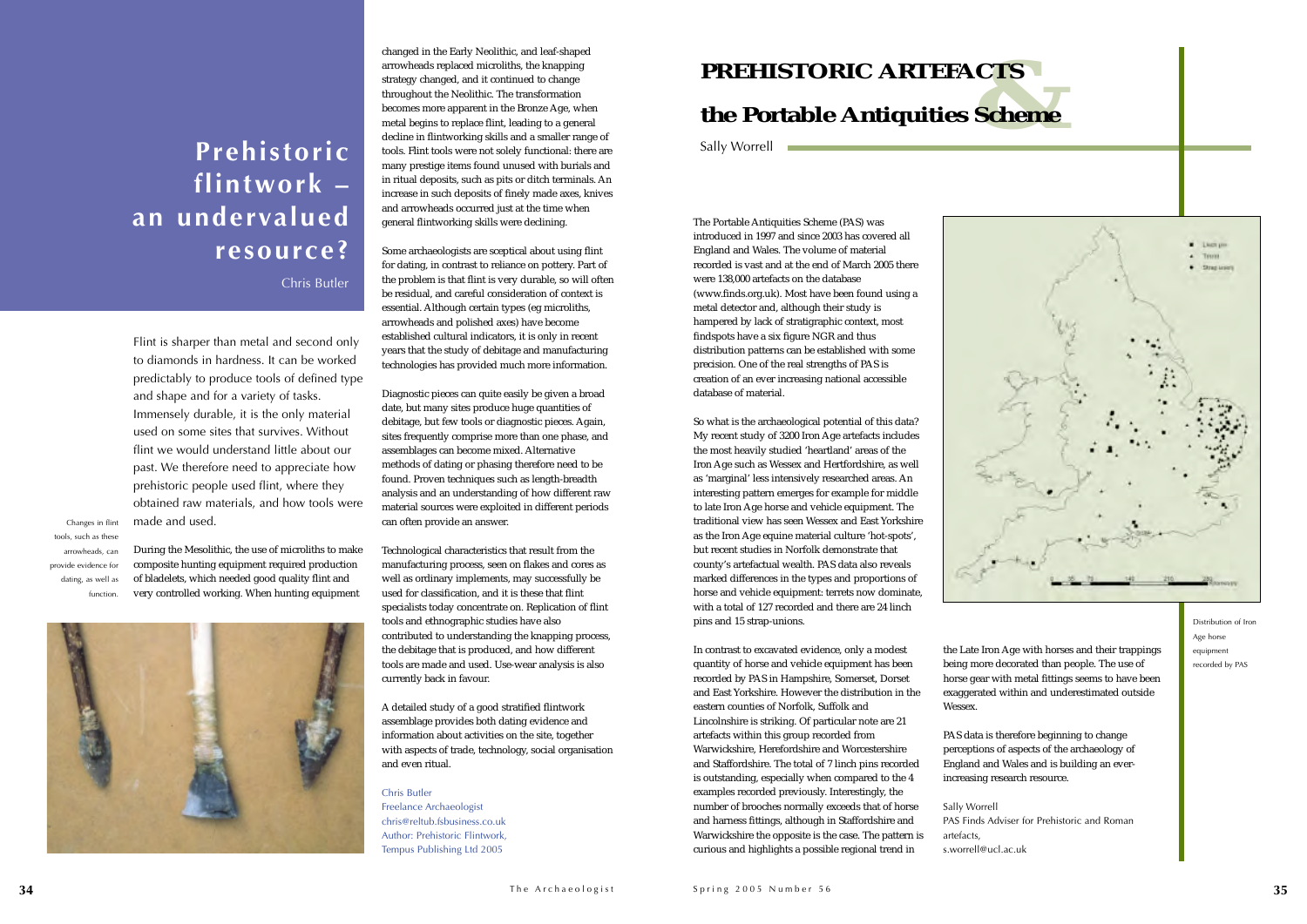# Prehistoric flintwork – an undervalued resource?

Chris Butler

Flint is sharper than metal and second only to diamonds in hardness. It can be worked predictably to produce tools of defined type and shape and for a variety of tasks. Immensely durable, it is the only material used on some sites that survives. Without flint we would understand little about our past. We therefore need to appreciate how prehistoric people used flint, where they obtained raw materials, and how tools were made and used.

During the Mesolithic, the use of microliths to make composite hunting equipment required production of bladelets, which needed good quality flint and very controlled working. When hunting equipment changed in the Early Neolithic, and leaf-shaped arrowheads replaced microliths, the knapping strategy changed, and it continued to change throughout the Neolithic. The transformation becomes more apparent in the Bronze Age, when metal begins to replace flint, leading to a general decline in flintworking skills and a smaller range of tools. Flint tools were not solely functional: there are many prestige items found unused with burials and in ritual deposits, such as pits or ditch terminals. An increase in such deposits of finely made axes, knives and arrowheads occurred just at the time when general flintworking skills were declining.

Changes in flint tools, such as these arrowheads, can provide evidence for dating, as well as function.

Some archaeologists are sceptical about using flint for dating, in contrast to reliance on pottery. Part of the problem is that flint is very durable, so will often be residual, and careful consideration of context is essential. Although certain types (eg microliths, arrowheads and polished axes) have become established cultural indicators, it is only in recent years that the study of debitage and manufacturing technologies has provided much more information.

Diagnostic pieces can quite easily be given a broad date, but many sites produce huge quantities of debitage, but few tools or diagnostic pieces. Again, sites frequently comprise more than one phase, and assemblages can become mixed. Alternative methods of dating or phasing therefore need to be found. Proven techniques such as length-breadth analysis and an understanding of how different raw material sources were exploited in different periods can often provide an answer.

Technological characteristics that result from the manufacturing process, seen on flakes and cores as well as ordinary implements, may successfully be used for classification, and it is these that flint specialists today concentrate on. Replication of flint tools and ethnographic studies have also contributed to understanding the knapping process, the debitage that is produced, and how different tools are made and used. Use-wear analysis is also currently back in favour.

A detailed study of a good stratified flintwork assemblage provides both dating evidence and information about activities on the site, together with aspects of trade, technology, social organisation and even ritual.

Chris Butler
Freelance Archaeologist
chris@reltub.fsbusiness.co.uk
Author: Prehistoric Flintwork, Tempus Publishing Ltd 2005

# PREHISTORIC ARTEFACTS & the Portable Antiquities Scheme

Sally Worrell

The Portable Antiquities Scheme (PAS) was introduced in 1997 and since 2003 has covered all England and Wales. The volume of material recorded is vast and at the end of March 2005 there were 138,000 artefacts on the database (www.finds.org.uk). Most have been found using a metal detector and, although their study is hampered by lack of stratigraphic context, most findspots have a six figure NGR and thus distribution patterns can be established with some precision. One of the real strengths of PAS is creation of an ever increasing national accessible database of material.

So what is the archaeological potential of this data? My recent study of 3200 Iron Age artefacts includes the most heavily studied 'heartland' areas of the Iron Age such as Wessex and Hertfordshire, as well as 'marginal' less intensively researched areas. An interesting pattern emerges for example for middle to late Iron Age horse and vehicle equipment. The traditional view has seen Wessex and East Yorkshire as the Iron Age equine material culture 'hot-spots', but recent studies in Norfolk demonstrate that county's artefactual wealth. PAS data also reveals marked differences in the types and proportions of horse and vehicle equipment: terrets now dominate, with a total of 127 recorded and there are 24 linch pins and 15 strap-unions.

In contrast to excavated evidence, only a modest quantity of horse and vehicle equipment has been recorded by PAS in Hampshire, Somerset, Dorset and East Yorkshire. However the distribution in the eastern counties of Norfolk, Suffolk and Lincolnshire is striking. Of particular note are 21 artefacts within this group recorded from Warwickshire, Herefordshire and Worcestershire and Staffordshire. The total of 7 linch pins recorded is outstanding, especially when compared to the 4 examples recorded previously. Interestingly, the number of brooches normally exceeds that of horse and harness fittings, although in Staffordshire and Warwickshire the opposite is the case. The pattern is curious and highlights a possible regional trend in the Late Iron Age with horses and their trappings being more decorated than people. The use of horse gear with metal fittings seems to have been exaggerated within and underestimated outside Wessex.

Distribution of Iron Age horse equipment recorded by PAS

PAS data is therefore beginning to change perceptions of aspects of the archaeology of England and Wales and is building an ever-increasing research resource.

Sally Worrell
PAS Finds Adviser for Prehistoric and Roman artefacts,
s.worrell@ucl.ac.uk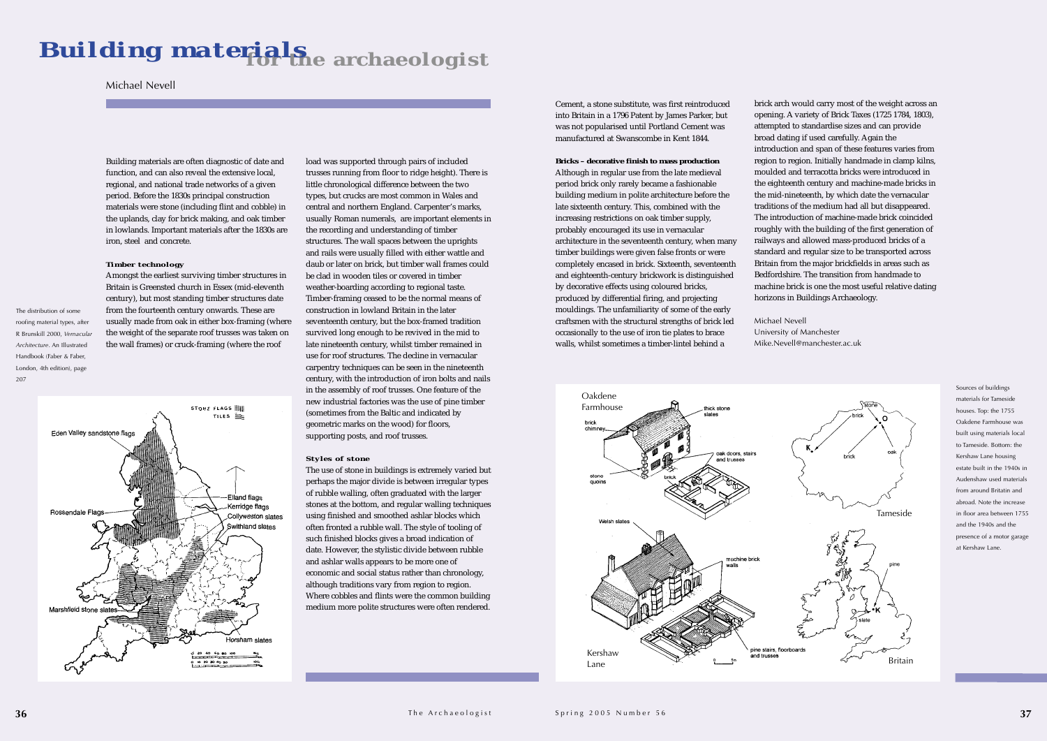# Building materials for the archaeologist

Michael Nevell

Building materials are often diagnostic of date and function, and can also reveal the extensive local, regional, and national trade networks of a given period. Before the 1830s principal construction materials were stone (including flint and cobble) in the uplands, clay for brick making, and oak timber in lowlands. Important materials after the 1830s are iron, steel and concrete.

### Timber technology

Amongst the earliest surviving timber structures in Britain is Greensted church in Essex (mid-eleventh century), but most standing timber structures date from the fourteenth century onwards. These are usually made from oak in either box-framing (where the weight of the separate roof trusses was taken on the wall frames) or cruck-framing (where the roof load was supported through pairs of included trusses running from floor to ridge height). There is little chronological difference between the two types, but crucks are most common in Wales and central and northern England. Carpenter's marks, usually Roman numerals, are important elements in the recording and understanding of timber structures. The wall spaces between the uprights and rails were usually filled with either wattle and daub or later on brick, but timber wall frames could be clad in wooden tiles or covered in timber weather-boarding according to regional taste. Timber-framing ceased to be the normal means of construction in lowland Britain in the later seventeenth century, but the box-framed tradition survived long enough to be revived in the mid to late nineteenth century, whilst timber remained in use for roof structures. The decline in vernacular carpentry techniques can be seen in the nineteenth century, with the introduction of iron bolts and nails in the assembly of roof trusses. One feature of the new industrial factories was the use of pine timber (sometimes from the Baltic and indicated by geometric marks on the wood) for floors, supporting posts, and roof trusses.

The distribution of some roofing material types, after R Brunskill 2000, *Vernacular Architecture*. An Illustrated Handbook (Faber & Faber, London, 4th edition), page 207

### Styles of stone

The use of stone in buildings is extremely varied but perhaps the major divide is between irregular types of rubble walling, often graduated with the larger stones at the bottom, and regular walling techniques using finished and smoothed ashlar blocks which often fronted a rubble wall. The style of tooling of such finished blocks gives a broad indication of date. However, the stylistic divide between rubble and ashlar walls appears to be more one of economic and social status rather than chronology, although traditions vary from region to region. Where cobbles and flints were the common building medium more polite structures were often rendered.

Cement, a stone substitute, was first reintroduced into Britain in a 1796 Patent by James Parker, but was not popularised until Portland Cement was manufactured at Swanscombe in Kent 1844.

### Bricks – decorative finish to mass production

Although in regular use from the late medieval period brick only rarely became a fashionable building medium in polite architecture before the late sixteenth century. This, combined with the increasing restrictions on oak timber supply, probably encouraged its use in vernacular architecture in the seventeenth century, when many timber buildings were given false fronts or were completely encased in brick. Sixteenth, seventeenth and eighteenth-century brickwork is distinguished by decorative effects using coloured bricks, produced by differential firing, and projecting mouldings. The unfamiliarity of some of the early craftsmen with the structural strengths of brick led occasionally to the use of iron tie plates to brace walls, whilst sometimes a timber-lintel behind a brick arch would carry most of the weight across an opening. A variety of Brick Taxes (1725 1784, 1803), attempted to standardise sizes and can provide broad dating if used carefully. Again the introduction and span of these features varies from region to region. Initially handmade in clamp kilns, moulded and terracotta bricks were introduced in the eighteenth century and machine-made bricks in the mid-nineteenth, by which date the vernacular traditions of the medium had all but disappeared. The introduction of machine-made brick coincided roughly with the building of the first generation of railways and allowed mass-produced bricks of a standard and regular size to be transported across Britain from the major brickfields in areas such as Bedfordshire. The transition from handmade to machine brick is one the most useful relative dating horizons in Buildings Archaeology.

Michael Nevell
University of Manchester
Mike.Nevell@manchester.ac.uk

Sources of buildings materials for Tameside houses. Top: the 1755 Oakdene Farmhouse was built using materials local to Tameside. Bottom: the Kershaw Lane housing estate built in the 1940s in Audenshaw used materials from around Britain and abroad. Note the increase in floor area between 1755 and the 1940s and the presence of a motor garage at Kershaw Lane.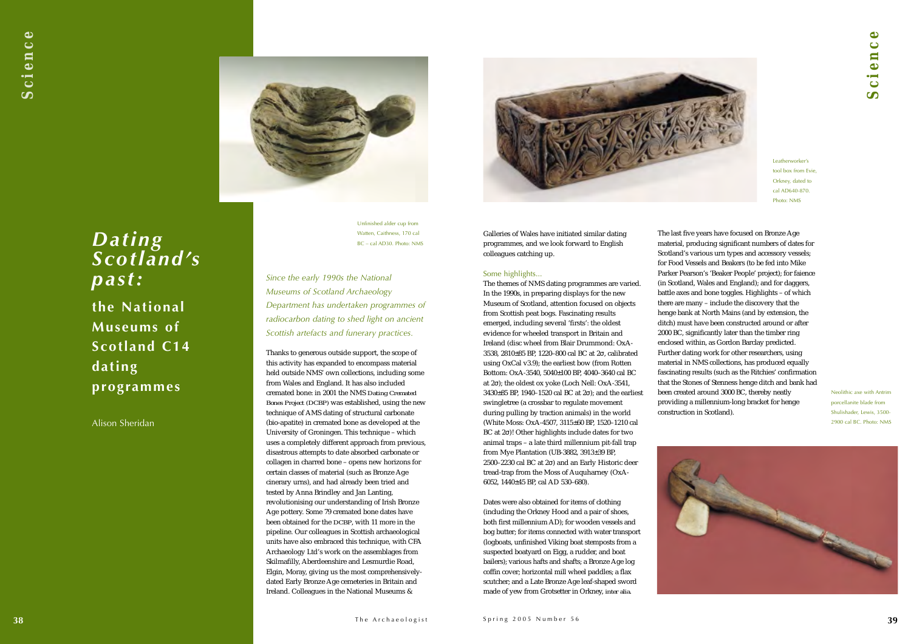# *Dating Scotland's past:*

## the National Museums of Scotland C14 dating programmes

Alison Sheridan

Unfinished alder cup from Watten, Caithness, 170 cal BC – cal AD30. Photo: NMS

*Since the early 1990s the National Museums of Scotland Archaeology Department has undertaken programmes of radiocarbon dating to shed light on ancient Scottish artefacts and funerary practices.*

Thanks to generous outside support, the scope of this activity has expanded to encompass material held outside NMS' own collections, including some from Wales and England. It has also included cremated bone: in 2001 the NMS Dating Cremated Bones Project (DCBP) was established, using the new technique of AMS dating of structural carbonate (bio-apatite) in cremated bone as developed at the University of Groningen. This technique – which uses a completely different approach from previous, disastrous attempts to date absorbed carbonate or collagen in charred bone – opens new horizons for certain classes of material (such as Bronze Age cinerary urns), and had already been tried and tested by Anna Brindley and Jan Lanting, revolutionising our understanding of Irish Bronze Age pottery. Some 79 cremated bone dates have been obtained for the DCBP, with 11 more in the pipeline. Our colleagues in Scottish archaeological units have also embraced this technique, with CFA Archaeology Ltd's work on the assemblages from Skilmafilly, Aberdeenshire and Lesmurdie Road, Elgin, Moray, giving us the most comprehensively-dated Early Bronze Age cemeteries in Britain and Ireland. Colleagues in the National Museums & Galleries of Wales have initiated similar dating programmes, and we look forward to English colleagues catching up.

Leatherworker's tool box from Evie, Orkney, dated to cal AD640-870. Photo: NMS

### Some highlights…

The themes of NMS dating programmes are varied. In the 1990s, in preparing displays for the new Museum of Scotland, attention focused on objects from Scottish peat bogs. Fascinating results emerged, including several 'firsts': the oldest evidence for wheeled transport in Britain and Ireland (disc wheel from Blair Drummond: OxA-3538, 2810±85 BP, 1220–800 cal BC at 2σ, calibrated using OxCal v3.9); the earliest bow (from Rotten Bottom: OxA-3540, 5040±100 BP, 4040–3640 cal BC at 2σ); the oldest ox yoke (Loch Nell: OxA-3541, 3430±85 BP, 1940–1520 cal BC at 2σ); and the earliest swingletree (a crossbar to regulate movement during pulling by traction animals) in the world (White Moss: OxA-4507, 3115±60 BP, 1520–1210 cal BC at 2σ)! Other highlights include dates for two animal traps – a late third millennium pit-fall trap from Mye Plantation (UB-3882, 3913±39 BP, 2500–2230 cal BC at 2σ) and an Early Historic deer tread-trap from the Moss of Auquharney (OxA-6052, 1440±45 BP, cal AD 530–680).

Dates were also obtained for items of clothing (including the Orkney Hood and a pair of shoes, both first millennium AD); for wooden vessels and bog butter; for items connected with water transport (logboats, unfinished Viking boat stemposts from a suspected boatyard on Eigg, a rudder, and boat bailers); various hafts and shafts; a Bronze Age log coffin cover; horizontal mill wheel paddles; a flax scutcher; and a Late Bronze Age leaf-shaped sword made of yew from Grotsetter in Orkney, *inter alia*.

The last five years have focused on Bronze Age material, producing significant numbers of dates for Scotland's various urn types and accessory vessels; for Food Vessels and Beakers (to be fed into Mike Parker Pearson's 'Beaker People' project); for faience (in Scotland, Wales and England); and for daggers, battle axes and bone toggles. Highlights – of which there are many – include the discovery that the henge bank at North Mains (and by extension, the ditch) must have been constructed around or after 2000 BC, significantly later than the timber ring enclosed within, as Gordon Barclay predicted. Further dating work for other researchers, using material in NMS collections, has produced equally fascinating results (such as the Ritchies' confirmation that the Stones of Stenness henge ditch and bank had been created around 3000 BC, thereby neatly providing a millennium-long bracket for henge construction in Scotland).

Neolithic axe with Antrim porcellanite blade from Shulishader, Lewis, 3500-2900 cal BC. Photo: NMS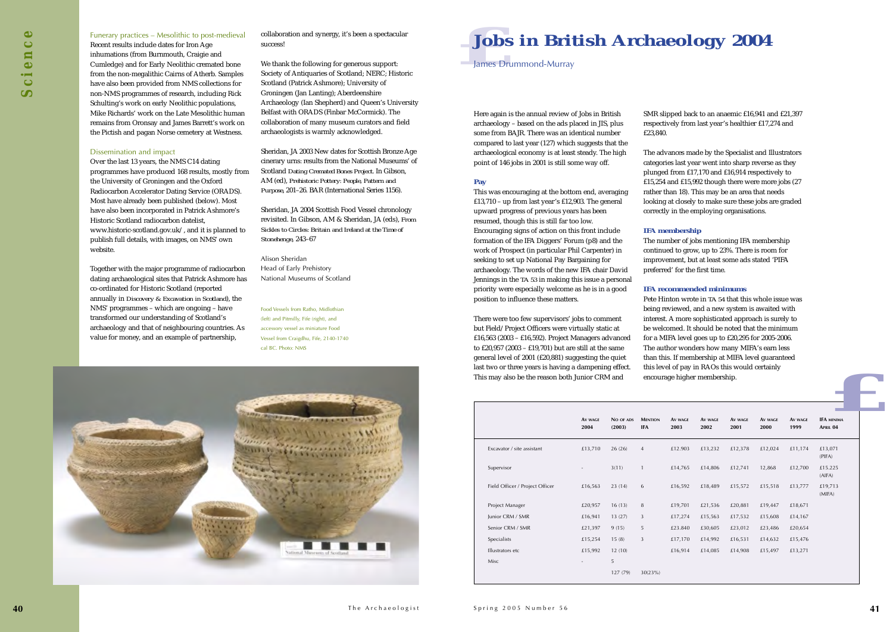### Funerary practices – Mesolithic to post-medieval

Recent results include dates for Iron Age inhumations (from Burnmouth, Craigie and Cumledge) and for Early Neolithic cremated bone from the non-megalithic Cairns of Atherb. Samples have also been provided from NMS collections for non-NMS programmes of research, including Rick Schulting's work on early Neolithic populations, Mike Richards' work on the Late Mesolithic human remains from Oronsay and James Barrett's work on the Pictish and pagan Norse cemetery at Westness.

### Dissemination and impact

Over the last 13 years, the NMS C14 dating programmes have produced 168 results, mostly from the University of Groningen and the Oxford Radiocarbon Accelerator Dating Service (ORADS). Most have already been published (below). Most have also been incorporated in Patrick Ashmore's Historic Scotland radiocarbon datelist, www.historic-scotland.gov.uk/, and it is planned to publish full details, with images, on NMS' own website.

Together with the major programme of radiocarbon dating archaeological sites that Patrick Ashmore has co-ordinated for Historic Scotland (reported annually in *Discovery & Excavation in Scotland*), the NMS' programmes – which are ongoing – have transformed our understanding of Scotland's archaeology and that of neighbouring countries. As value for money, and an example of partnership, collaboration and synergy, it's been a spectacular success!

We thank the following for generous support: Society of Antiquaries of Scotland; NERC; Historic Scotland (Patrick Ashmore); University of Groningen (Jan Lanting); Aberdeenshire Archaeology (Ian Shepherd) and Queen's University Belfast with ORADS (Finbar McCormick). The collaboration of many museum curators and field archaeologists is warmly acknowledged.

Sheridan, JA 2003 New dates for Scottish Bronze Age cinerary urns: results from the National Museums' of Scotland *Dating Cremated Bones Project*. In Gibson, AM (ed), *Prehistoric Pottery: People, Pattern and Purpose*, 201–26. BAR (International Series 1156).

Sheridan, JA 2004 Scottish Food Vessel chronology revisited. In Gibson, AM & Sheridan, JA (eds), *From Sickles to Circles: Britain and Ireland at the Time of Stonehenge*, 243–67

Alison Sheridan
Head of Early Prehistory
National Museums of Scotland

Food Vessels from Ratho, Midlothian (left) and Pitmilly, Fife (right), and accessory vessel as miniature Food Vessel from Craigdhu, Fife, 2140-1740 cal BC. Photo: NMS

# Jobs in British Archaeology 2004

James Drummond-Murray

Here again is the annual review of Jobs in British archaeology – based on the ads placed in JIS, plus some from BAJR. There was an identical number compared to last year (127) which suggests that the archaeological economy is at least steady. The high point of 146 jobs in 2001 is still some way off.

### Pay

This was encouraging at the bottom end, averaging £13,710 – up from last year's £12,903. The general upward progress of previous years has been resumed, though this is still far too low. Encouraging signs of action on this front include formation of the IFA Diggers' Forum (p8) and the work of Prospect (in particular Phil Carpenter) in seeking to set up National Pay Bargaining for archaeology. The words of the new IFA chair David Jennings in the TA 53 in making this issue a personal priority were especially welcome as he is in a good position to influence these matters.

There were too few supervisors' jobs to comment but Field/Project Officers were virtually static at £16,563 (2003 – £16,592). Project Managers advanced to £20,957 (2003 – £19,701) but are still at the same general level of 2001 (£20,881) suggesting the quiet last two or three years is having a dampening effect. This may also be the reason both Junior CRM and SMR slipped back to an anaemic £16,941 and £21,397 respectively from last year's healthier £17,274 and £23,840.

The advances made by the Specialist and Illustrators categories last year went into sharp reverse as they plunged from £17,170 and £16,914 respectively to £15,254 and £15,992 though there were more jobs (27 rather than 18). This may be an area that needs looking at closely to make sure these jobs are graded correctly in the employing organisations.

### IFA membership

The number of jobs mentioning IFA membership continued to grow, up to 23%. There is room for improvement, but at least some ads stated 'PIFA preferred' for the first time.

### IFA recommended minimums

Pete Hinton wrote in TA 54 that this whole issue was being reviewed, and a new system is awaited with interest. A more sophisticated approach is surely to be welcomed. It should be noted that the minimum for a MIFA level goes up to £20,295 for 2005-2006. The author wonders how many MIFA's earn less than this. If membership at MIFA level guaranteed this level of pay in RAOs this would certainly encourage higher membership.

| | Av wage 2004 | No of ads (2003) | Mention IFA | Av wage 2003 | Av wage 2002 | Av wage 2001 | Av wage 2000 | Av wage 1999 | IFA minima April 04 |
|---|---|---|---|---|---|---|---|---|---|
| Excavator / site assistant | £13,710 | 26 (26) | 4 | £12.903 | £13,232 | £12,378 | £12,024 | £11,174 | £13,071 (PIFA) |
| Supervisor | - | 3(11) | 1 | £14,765 | £14,806 | £12,741 | 12,868 | £12,700 | £15.225 (AIFA) |
| Field Officer / Project Officer | £16,563 | 23 (14) | 6 | £16,592 | £18,489 | £15,572 | £15,518 | £13,777 | £19,713 (MIFA) |
| Project Manager | £20,957 | 16 (13) | 8 | £19,701 | £21,536 | £20,881 | £19,447 | £18,671 | |
| Junior CRM / SMR | £16,941 | 13 (27) | 3 | £17,274 | £15,563 | £17,532 | £15,608 | £14,167 | |
| Senior CRM / SMR | £21,397 | 9 (15) | 5 | £23.840 | £30,605 | £23,012 | £23,486 | £20,654 | |
| Specialists | £15,254 | 15 (8) | 3 | £17,170 | £14,992 | £16,531 | £14,632 | £15,476 | |
| Illustrators etc | £15,992 | 12 (10) | | £16,914 | £14,085 | £14,908 | £15,497 | £13,271 | |
| Misc | - | 5 | | | | | | | |
| | | 127 (79) | 30(23%) | | | | | | |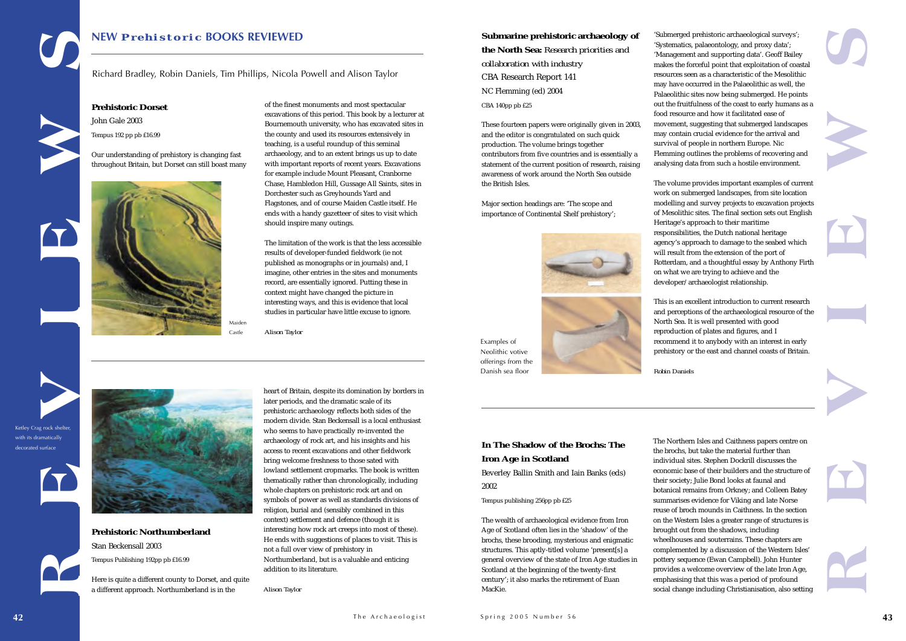# NEW Prehistoric BOOKS REVIEWED

Richard Bradley, Robin Daniels, Tim Phillips, Nicola Powell and Alison Taylor

**Prehistoric Dorset**

John Gale 2003

Tempus 192 pp pb £16.99

Our understanding of prehistory is changing fast throughout Britain, but Dorset can still boast many of the finest monuments and most spectacular excavations of this period. This book by a lecturer at Bournemouth university, who has excavated sites in the county and used its resources extensively in teaching, is a useful roundup of this seminal archaeology, and to an extent brings us up to date with important reports of recent years. Excavations for example include Mount Pleasant, Cranborne Chase, Hambledon Hill, Gussage All Saints, sites in Dorchester such as Greyhounds Yard and Flagstones, and of course Maiden Castle itself. He ends with a handy gazetteer of sites to visit which should inspire many outings.

Maiden Castle

The limitation of the work is that the less accessible results of developer-funded fieldwork (ie not published as monographs or in journals) and, I imagine, other entries in the sites and monuments record, are essentially ignored. Putting these in context might have changed the picture in interesting ways, and this is evidence that local studies in particular have little excuse to ignore.

*Alison Taylor*

Ketley Crag rock shelter, with its dramatically decorated surface

**Prehistoric Northumberland**

Stan Beckensall 2003

Tempus Publishing 192pp pb £16.99

Here is quite a different county to Dorset, and quite a different approach. Northumberland is in the heart of Britain, despite its domination by borders in later periods, and the dramatic scale of its prehistoric archaeology reflects both sides of the modern divide. Stan Beckensall is a local enthusiast who seems to have practically re-invented the archaeology of rock art, and his insights and his access to recent excavations and other fieldwork bring welcome freshness to those sated with lowland settlement cropmarks. The book is written thematically rather than chronologically, including whole chapters on prehistoric rock art and on symbols of power as well as standards divisions of religion, burial and (sensibly combined in this context) settlement and defence (though it is interesting how rock art creeps into most of these). He ends with suggestions of places to visit. This is not a full over view of prehistory in Northumberland, but is a valuable and enticing addition to its literature.

*Alison Taylor*

**Submarine prehistoric archaeology of the North Sea:** Research priorities and collaboration with industry

CBA Research Report 141

NC Flemming (ed) 2004

CBA 140pp pb £25

These fourteen papers were originally given in 2003, and the editor is congratulated on such quick production. The volume brings together contributors from five countries and is essentially a statement of the current position of research, raising awareness of work around the North Sea outside the British Isles.

Major section headings are: 'The scope and importance of Continental Shelf prehistory'; 'Submerged prehistoric archaeological surveys'; 'Systematics, palaeontology, and proxy data'; 'Management and supporting data'. Geoff Bailey makes the forceful point that exploitation of coastal resources seen as a characteristic of the Mesolithic may have occurred in the Palaeolithic as well, the Palaeolithic sites now being submerged. He points out the fruitfulness of the coast to early humans as a food resource and how it facilitated ease of movement, suggesting that submerged landscapes may contain crucial evidence for the arrival and survival of people in northern Europe. Nic Flemming outlines the problems of recovering and analysing data from such a hostile environment.

Examples of Neolithic votive offerings from the Danish sea floor

The volume provides important examples of current work on submerged landscapes, from site location modelling and survey projects to excavation projects of Mesolithic sites. The final section sets out English Heritage's approach to their maritime responsibilities, the Dutch national heritage agency's approach to damage to the seabed which will result from the extension of the port of Rotterdam, and a thoughtful essay by Anthony Firth on what we are trying to achieve and the developer/archaeologist relationship.

This is an excellent introduction to current research and perceptions of the archaeological resource of the North Sea. It is well presented with good reproduction of plates and figures, and I recommend it to anybody with an interest in early prehistory or the east and channel coasts of Britain.

*Robin Daniels*

**In The Shadow of the Brochs: The Iron Age in Scotland**

Beverley Ballin Smith and Iain Banks (eds) 2002

Tempus publishing 256pp pb £25

The wealth of archaeological evidence from Iron Age of Scotland often lies in the 'shadow' of the brochs, these brooding, mysterious and enigmatic structures. This aptly-titled volume 'present[s] a general overview of the state of Iron Age studies in Scotland at the beginning of the twenty-first century'; it also marks the retirement of Euan MacKie.

The Northern Isles and Caithness papers centre on the brochs, but take the material further than individual sites. Stephen Dockrill discusses the economic base of their builders and the structure of their society; Julie Bond looks at faunal and botanical remains from Orkney; and Colleen Batey summarises evidence for Viking and late Norse reuse of broch mounds in Caithness. In the section on the Western Isles a greater range of structures is brought out from the shadows, including wheelhouses and souterrains. These chapters are complemented by a discussion of the Western Isles' pottery sequence (Ewan Campbell). John Hunter provides a welcome overview of the late Iron Age, emphasising that this was a period of profound social change including Christianisation, also setting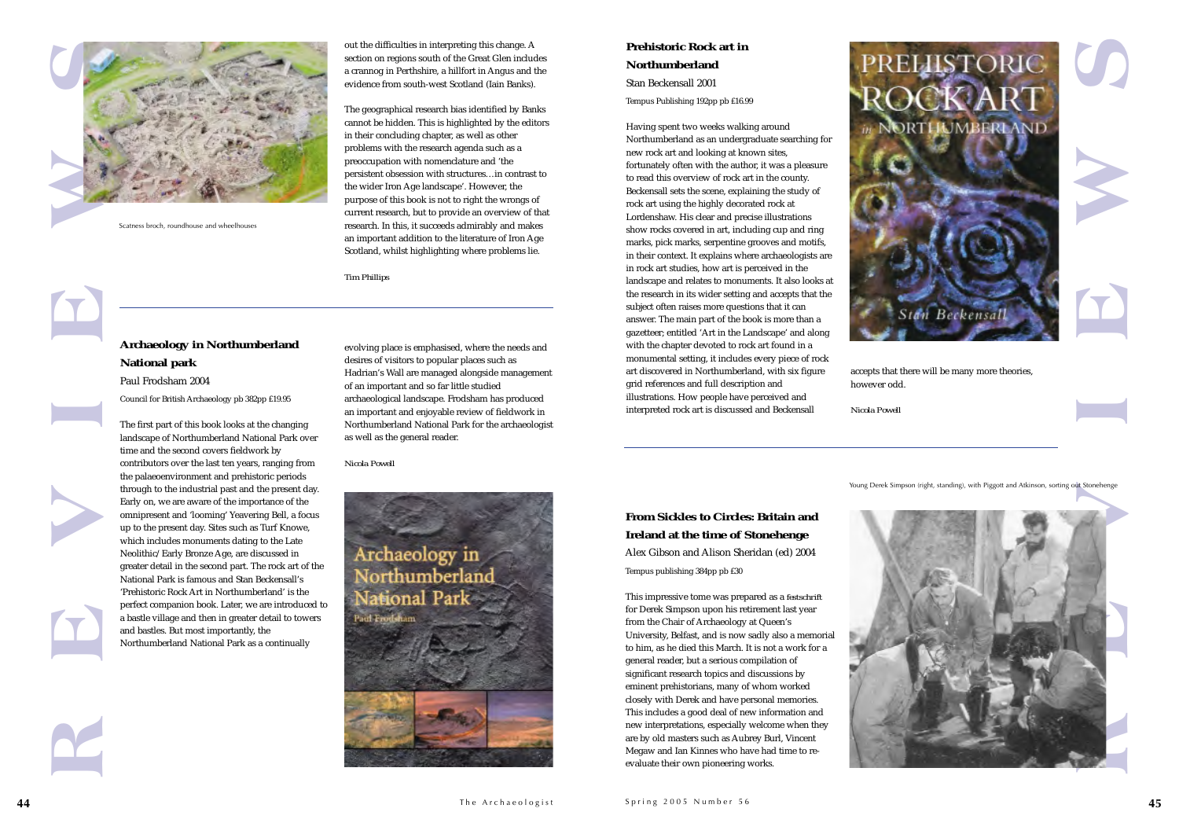Scatness broch, roundhouse and wheelhouses

out the difficulties in interpreting this change. A section on regions south of the Great Glen includes a crannog in Perthshire, a hillfort in Angus and the evidence from south-west Scotland (Iain Banks).

The geographical research bias identified by Banks cannot be hidden. This is highlighted by the editors in their concluding chapter, as well as other problems with the research agenda such as a preoccupation with nomenclature and 'the persistent obsession with structures…in contrast to the wider Iron Age landscape'. However, the purpose of this book is not to right the wrongs of current research, but to provide an overview of that research. In this, it succeeds admirably and makes an important addition to the literature of Iron Age Scotland, whilst highlighting where problems lie.

Tim Phillips

## Archaeology in Northumberland National park

Paul Frodsham 2004

Council for British Archaeology pb 382pp £19.95

The first part of this book looks at the changing landscape of Northumberland National Park over time and the second covers fieldwork by contributors over the last ten years, ranging from the palaeoenvironment and prehistoric periods through to the industrial past and the present day. Early on, we are aware of the importance of the omnipresent and 'looming' Yeavering Bell, a focus up to the present day. Sites such as Turf Knowe, which includes monuments dating to the Late Neolithic/Early Bronze Age, are discussed in greater detail in the second part. The rock art of the National Park is famous and Stan Beckensall's 'Prehistoric Rock Art in Northumberland' is the perfect companion book. Later, we are introduced to a bastle village and then in greater detail to towers and bastles. But most importantly, the Northumberland National Park as a continually evolving place is emphasised, where the needs and desires of visitors to popular places such as Hadrian's Wall are managed alongside management of an important and so far little studied archaeological landscape. Frodsham has produced an important and enjoyable review of fieldwork in Northumberland National Park for the archaeologist as well as the general reader.

Nicola Powell

## Prehistoric Rock art in Northumberland

Stan Beckensall 2001

Tempus Publishing 192pp pb £16.99

Having spent two weeks walking around Northumberland as an undergraduate searching for new rock art and looking at known sites, fortunately often with the author, it was a pleasure to read this overview of rock art in the county. Beckensall sets the scene, explaining the study of rock art using the highly decorated rock at Lordenshaw. His clear and precise illustrations show rocks covered in art, including cup and ring marks, pick marks, serpentine grooves and motifs, in their context. It explains where archaeologists are in rock art studies, how art is perceived in the landscape and relates to monuments. It also looks at the research in its wider setting and accepts that the subject often raises more questions that it can answer. The main part of the book is more than a gazetteer; entitled 'Art in the Landscape' and along with the chapter devoted to rock art found in a monumental setting, it includes every piece of rock art discovered in Northumberland, with six figure grid references and full description and illustrations. How people have perceived and interpreted rock art is discussed and Beckensall accepts that there will be many more theories, however odd.

Nicola Powell

## From Sickles to Circles: Britain and Ireland at the time of Stonehenge

Alex Gibson and Alison Sheridan (ed) 2004

Tempus publishing 384pp pb £30

This impressive tome was prepared as a *festschrift* for Derek Simpson upon his retirement last year from the Chair of Archaeology at Queen's University, Belfast, and is now sadly also a memorial to him, as he died this March. It is not a work for a general reader, but a serious compilation of significant research topics and discussions by eminent prehistorians, many of whom worked closely with Derek and have personal memories. This includes a good deal of new information and new interpretations, especially welcome when they are by old masters such as Aubrey Burl, Vincent Megaw and Ian Kinnes who have had time to re-evaluate their own pioneering works.

Young Derek Simpson (right, standing), with Piggott and Atkinson, sorting out Stonehenge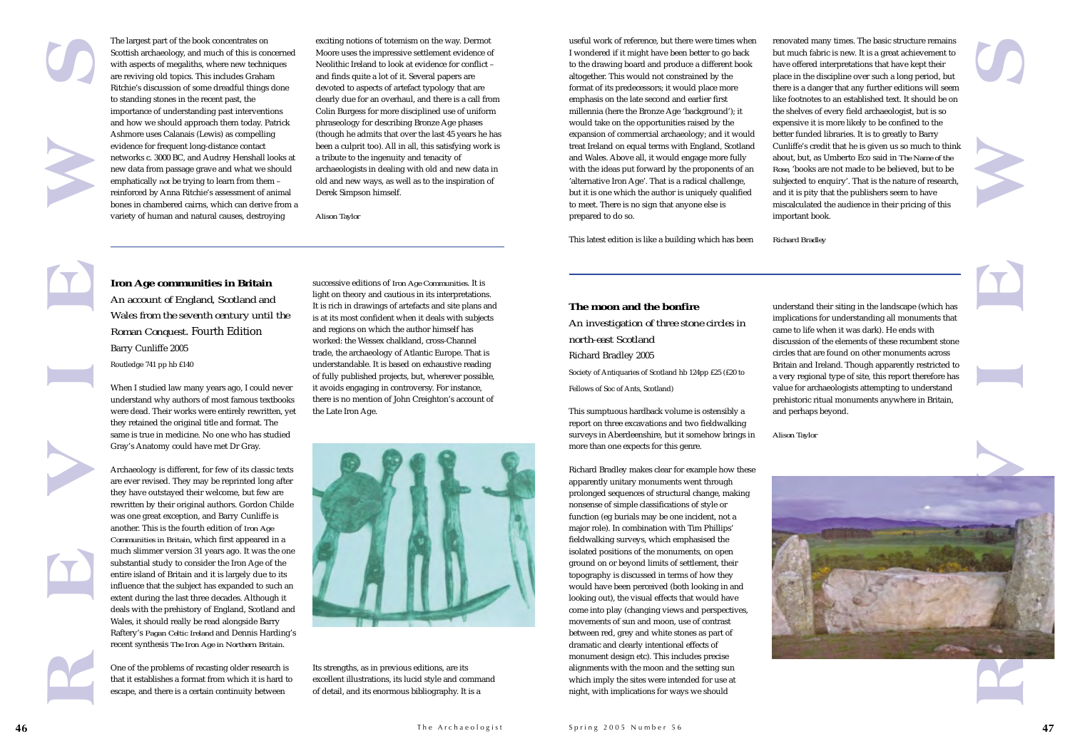The largest part of the book concentrates on Scottish archaeology, and much of this is concerned with aspects of megaliths, where new techniques are reviving old topics. This includes Graham Ritchie's discussion of some dreadful things done to standing stones in the recent past, the importance of understanding past interventions and how we should approach them today. Patrick Ashmore uses Calanais (Lewis) as compelling evidence for frequent long-distance contact networks c. 3000 BC, and Audrey Henshall looks at new data from passage grave and what we should emphatically *not* be trying to learn from them – reinforced by Anna Ritchie's assessment of animal bones in chambered cairns, which can derive from a variety of human and natural causes, destroying exciting notions of totemism on the way. Dermot Moore uses the impressive settlement evidence of Neolithic Ireland to look at evidence for conflict – and finds quite a lot of it. Several papers are devoted to aspects of artefact typology that are clearly due for an overhaul, and there is a call from Colin Burgess for more disciplined use of uniform phraseology for describing Bronze Age phases (though he admits that over the last 45 years he has been a culprit too). All in all, this satisfying work is a tribute to the ingenuity and tenacity of archaeologists in dealing with old and new data in old and new ways, as well as to the inspiration of Derek Simpson himself.

*Alison Taylor*

### Iron Age communities in Britain

*An account of England, Scotland and Wales from the seventh century until the Roman Conquest.* Fourth Edition

Barry Cunliffe 2005

Routledge 741 pp hb £140

When I studied law many years ago, I could never understand why authors of most famous textbooks were dead. Their works were entirely rewritten, yet they retained the original title and format. The same is true in medicine. No one who has studied Gray's Anatomy could have met Dr Gray.

Archaeology is different, for few of its classic texts are ever revised. They may be reprinted long after they have outstayed their welcome, but few are rewritten by their original authors. Gordon Childe was one great exception, and Barry Cunliffe is another. This is the fourth edition of *Iron Age Communities in Britain*, which first appeared in a much slimmer version 31 years ago. It was the one substantial study to consider the Iron Age of the entire island of Britain and it is largely due to its influence that the subject has expanded to such an extent during the last three decades. Although it deals with the prehistory of England, Scotland and Wales, it should really be read alongside Barry Raftery's *Pagan Celtic Ireland* and Dennis Harding's recent synthesis *The Iron Age in Northern Britain*.

One of the problems of recasting older research is that it establishes a format from which it is hard to escape, and there is a certain continuity between successive editions of *Iron Age Communities*. It is light on theory and cautious in its interpretations. It is rich in drawings of artefacts and site plans and is at its most confident when it deals with subjects and regions on which the author himself has worked: the Wessex chalkland, cross-Channel trade, the archaeology of Atlantic Europe. That is understandable. It is based on exhaustive reading of fully published projects, but, wherever possible, it avoids engaging in controversy. For instance, there is no mention of John Creighton's account of the Late Iron Age.

Its strengths, as in previous editions, are its excellent illustrations, its lucid style and command of detail, and its enormous bibliography. It is a useful work of reference, but there were times when I wondered if it might have been better to go back to the drawing board and produce a different book altogether. This would not constrained by the format of its predecessors; it would place more emphasis on the late second and earlier first millennia (here the Bronze Age 'background'); it would take on the opportunities raised by the expansion of commercial archaeology; and it would treat Ireland on equal terms with England, Scotland and Wales. Above all, it would engage more fully with the ideas put forward by the proponents of an 'alternative Iron Age'. That is a radical challenge, but it is one which the author is uniquely qualified to meet. There is no sign that anyone else is prepared to do so.

This latest edition is like a building which has been renovated many times. The basic structure remains but much fabric is new. It is a great achievement to have offered interpretations that have kept their place in the discipline over such a long period, but there is a danger that any further editions will seem like footnotes to an established text. It should be on the shelves of every field archaeologist, but is so expensive it is more likely to be confined to the better funded libraries. It is to greatly to Barry Cunliffe's credit that he is given us so much to think about, but, as Umberto Eco said in *The Name of the Rose*, 'books are not made to be believed, but to be subjected to enquiry'. That is the nature of research, and it is pity that the publishers seem to have miscalculated the audience in their pricing of this important book.

*Richard Bradley*

### The moon and the bonfire

*An investigation of three stone circles in north-east Scotland*

Richard Bradley 2005

Society of Antiquaries of Scotland hb 124pp £25 (£20 to Fellows of Soc of Ants, Scotland)

This sumptuous hardback volume is ostensibly a report on three excavations and two fieldwalking surveys in Aberdeenshire, but it somehow brings in more than one expects for this genre.

Richard Bradley makes clear for example how these apparently unitary monuments went through prolonged sequences of structural change, making nonsense of simple classifications of style or function (eg burials may be one incident, not a major role). In combination with Tim Phillips' fieldwalking surveys, which emphasised the isolated positions of the monuments, on open ground on or beyond limits of settlement, their topography is discussed in terms of how they would have been perceived (both looking in and looking out), the visual effects that would have come into play (changing views and perspectives, movements of sun and moon, use of contrast between red, grey and white stones as part of dramatic and clearly intentional effects of monument design etc). This includes precise alignments with the moon and the setting sun which imply the sites were intended for use at night, with implications for ways we should understand their siting in the landscape (which has implications for understanding all monuments that came to life when it was dark). He ends with discussion of the elements of these recumbent stone circles that are found on other monuments across Britain and Ireland. Though apparently restricted to a very regional type of site, this report therefore has value for archaeologists attempting to understand prehistoric ritual monuments anywhere in Britain, and perhaps beyond.

*Alison Taylor*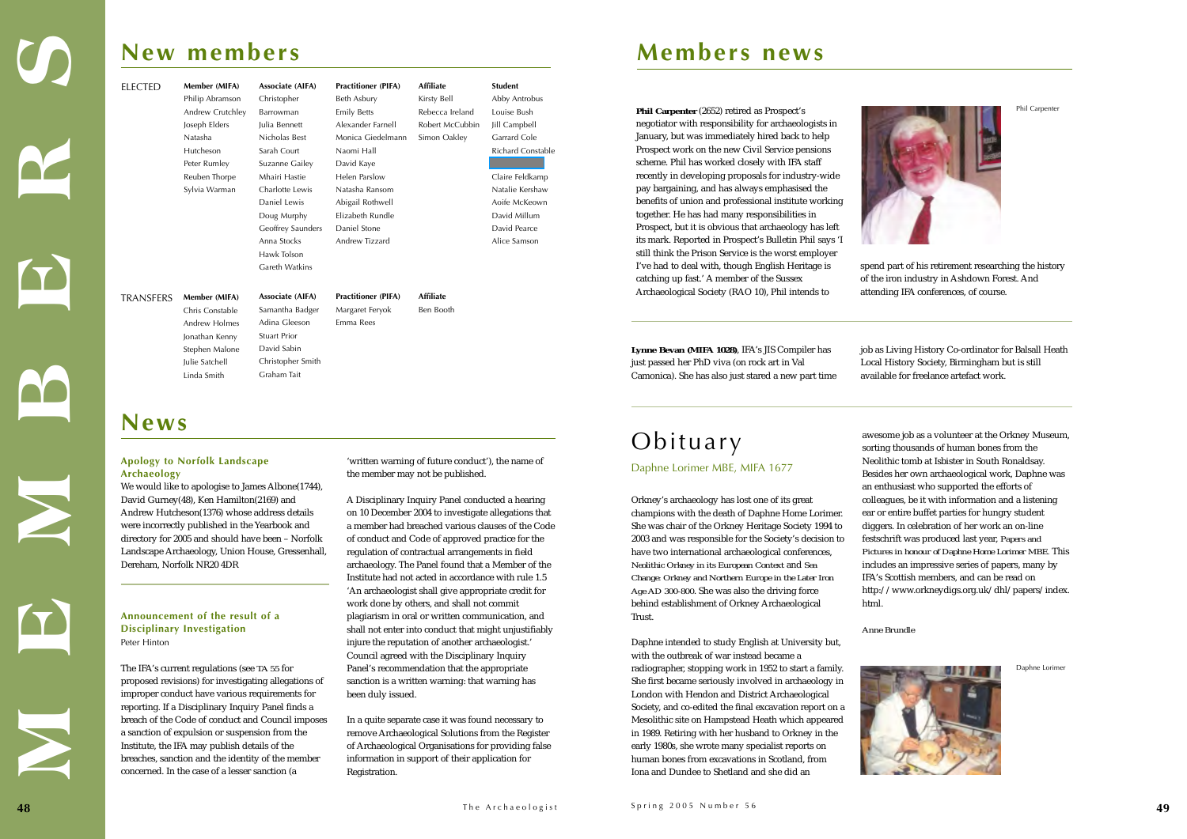# New members

| | Member (MIFA) | Associate (AIFA) | Practitioner (PIFA) | Affiliate | Student |
|---|---|---|---|---|---|
| ELECTED | Philip Abramson | Christopher Barrowman | Beth Asbury | Kirsty Bell | Abby Antrobus |
| | Andrew Crutchley | Julia Bennett | Emily Betts | Rebecca Ireland | Louise Bush |
| | Joseph Elders | Nicholas Best | Alexander Farnell | Robert McCubbin | Jill Campbell |
| | Natasha Hutcheson | Sarah Court | Monica Giedelmann | Simon Oakley | Garrard Cole |
| | Peter Rumley | Suzanne Gailey | Naomi Hall | | Richard Constable |
| | Reuben Thorpe | Mhairi Hastie | David Kaye | | |
| | Sylvia Warman | Charlotte Lewis | Helen Parslow | | Claire Feldkamp |
| | | Daniel Lewis | Natasha Ransom | | Natalie Kershaw |
| | | Doug Murphy | Abigail Rothwell | | Aoife McKeown |
| | | Geoffrey Saunders | Elizabeth Rundle | | David Millum |
| | | Anna Stocks | Daniel Stone | | David Pearce |
| | | Hawk Tolson | Andrew Tizzard | | Alice Samson |
| | | Gareth Watkins | | | |

| | Member (MIFA) | Associate (AIFA) | Practitioner (PIFA) | Affiliate |
|---|---|---|---|---|
| TRANSFERS | Chris Constable | Samantha Badger | Margaret Feryok | Ben Booth |
| | Andrew Holmes | Adina Gleeson | Emma Rees | |
| | Jonathan Kenny | Stuart Prior | | |
| | Stephen Malone | David Sabin | | |
| | Julie Satchell | Christopher Smith | | |
| | Linda Smith | Graham Tait | | |

# News

### Apology to Norfolk Landscape Archaeology

We would like to apologise to James Albone(1744), David Gurney(48), Ken Hamilton(2169) and Andrew Hutcheson(1376) whose address details were incorrectly published in the Yearbook and directory for 2005 and should have been – Norfolk Landscape Archaeology, Union House, Gressenhall, Dereham, Norfolk NR20 4DR

### Announcement of the result of a Disciplinary Investigation

Peter Hinton

The IFA's current regulations (see TA 55 for proposed revisions) for investigating allegations of improper conduct have various requirements for reporting. If a Disciplinary Inquiry Panel finds a breach of the Code of conduct and Council imposes a sanction of expulsion or suspension from the Institute, the IFA may publish details of the breaches, sanction and the identity of the member concerned. In the case of a lesser sanction (a 'written warning of future conduct'), the name of the member may not be published.

A Disciplinary Inquiry Panel conducted a hearing on 10 December 2004 to investigate allegations that a member had breached various clauses of the Code of conduct and Code of approved practice for the regulation of contractual arrangements in field archaeology. The Panel found that a Member of the Institute had not acted in accordance with rule 1.5 'An archaeologist shall give appropriate credit for work done by others, and shall not commit plagiarism in oral or written communication, and shall not enter into conduct that might unjustifiably injure the reputation of another archaeologist.' Council agreed with the Disciplinary Inquiry Panel's recommendation that the appropriate sanction is a written warning: that warning has been duly issued.

In a quite separate case it was found necessary to remove Archaeological Solutions from the Register of Archaeological Organisations for providing false information in support of their application for Registration.

# Members news

**Phil Carpenter** (2652) retired as Prospect's negotiator with responsibility for archaeologists in January, but was immediately hired back to help Prospect work on the new Civil Service pensions scheme. Phil has worked closely with IFA staff recently in developing proposals for industry-wide pay bargaining, and has always emphasised the benefits of union and professional institute working together. He has had many responsibilities in Prospect, but it is obvious that archaeology has left its mark. Reported in Prospect's Bulletin Phil says 'I still think the Prison Service is the worst employer I've had to deal with, though English Heritage is catching up fast.' A member of the Sussex Archaeological Society (RAO 10), Phil intends to spend part of his retirement researching the history of the iron industry in Ashdown Forest. And attending IFA conferences, of course.

Phil Carpenter

**Lynne Bevan (MIFA 1028)**, IFA's JIS Compiler has just passed her PhD viva (on rock art in Val Camonica). She has also just stared a new part time job as Living History Co-ordinator for Balsall Heath Local History Society, Birmingham but is still available for freelance artefact work.

# Obituary

## Daphne Lorimer MBE, MIFA 1677

Orkney's archaeology has lost one of its great champions with the death of Daphne Home Lorimer. She was chair of the Orkney Heritage Society 1994 to 2003 and was responsible for the Society's decision to have two international archaeological conferences, *Neolithic Orkney in its European Context* and *Sea Change: Orkney and Northern Europe in the Later Iron Age AD 300-800*. She was also the driving force behind establishment of Orkney Archaeological Trust.

Daphne intended to study English at University but, with the outbreak of war instead became a radiographer, stopping work in 1952 to start a family. She first became seriously involved in archaeology in London with Hendon and District Archaeological Society, and co-edited the final excavation report on a Mesolithic site on Hampstead Heath which appeared in 1989. Retiring with her husband to Orkney in the early 1980s, she wrote many specialist reports on human bones from excavations in Scotland, from Iona and Dundee to Shetland and she did an awesome job as a volunteer at the Orkney Museum, sorting thousands of human bones from the Neolithic tomb at Isbister in South Ronaldsay. Besides her own archaeological work, Daphne was an enthusiast who supported the efforts of colleagues, be it with information and a listening ear or entire buffet parties for hungry student diggers. In celebration of her work an on-line festschrift was produced last year, *Papers and Pictures in honour of Daphne Home Lorimer MBE*. This includes an impressive series of papers, many by IFA's Scottish members, and can be read on http://www.orkneydigs.org.uk/dhl/papers/index.html.

Anne Brundle

Daphne Lorimer